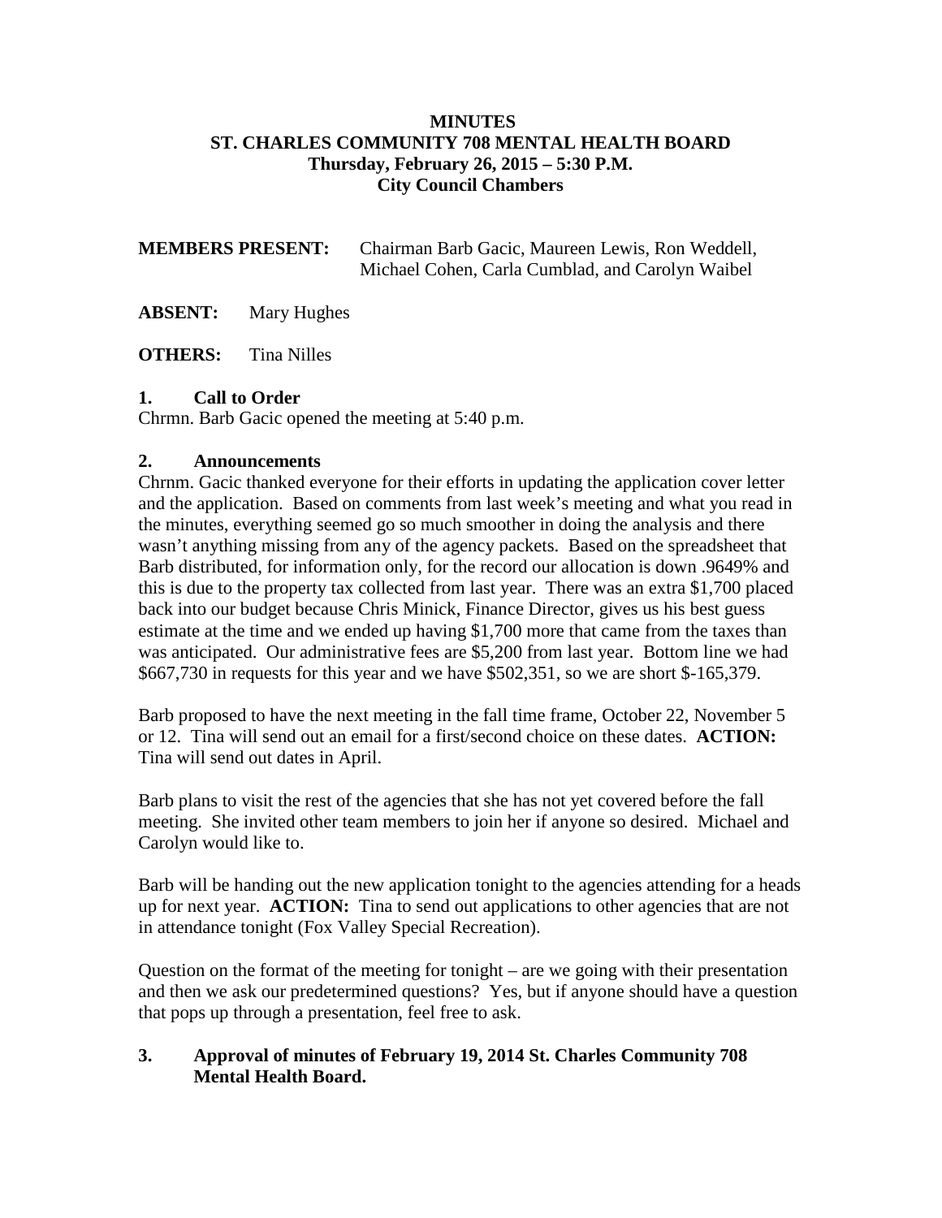**MINUTES**
**ST. CHARLES COMMUNITY 708 MENTAL HEALTH BOARD**
**Thursday, February 26, 2015 – 5:30 P.M.**
**City Council Chambers**

**MEMBERS PRESENT:** Chairman Barb Gacic, Maureen Lewis, Ron Weddell, Michael Cohen, Carla Cumblad, and Carolyn Waibel

**ABSENT:** Mary Hughes

**OTHERS:** Tina Nilles

**1. Call to Order**

Chrmn. Barb Gacic opened the meeting at 5:40 p.m.

**2. Announcements**

Chrnm. Gacic thanked everyone for their efforts in updating the application cover letter and the application. Based on comments from last week's meeting and what you read in the minutes, everything seemed go so much smoother in doing the analysis and there wasn't anything missing from any of the agency packets. Based on the spreadsheet that Barb distributed, for information only, for the record our allocation is down .9649% and this is due to the property tax collected from last year. There was an extra $1,700 placed back into our budget because Chris Minick, Finance Director, gives us his best guess estimate at the time and we ended up having $1,700 more that came from the taxes than was anticipated. Our administrative fees are $5,200 from last year. Bottom line we had $667,730 in requests for this year and we have $502,351, so we are short $-165,379.

Barb proposed to have the next meeting in the fall time frame, October 22, November 5 or 12. Tina will send out an email for a first/second choice on these dates. **ACTION:** Tina will send out dates in April.

Barb plans to visit the rest of the agencies that she has not yet covered before the fall meeting. She invited other team members to join her if anyone so desired. Michael and Carolyn would like to.

Barb will be handing out the new application tonight to the agencies attending for a heads up for next year. **ACTION:** Tina to send out applications to other agencies that are not in attendance tonight (Fox Valley Special Recreation).

Question on the format of the meeting for tonight – are we going with their presentation and then we ask our predetermined questions? Yes, but if anyone should have a question that pops up through a presentation, feel free to ask.

**3. Approval of minutes of February 19, 2014 St. Charles Community 708 Mental Health Board.**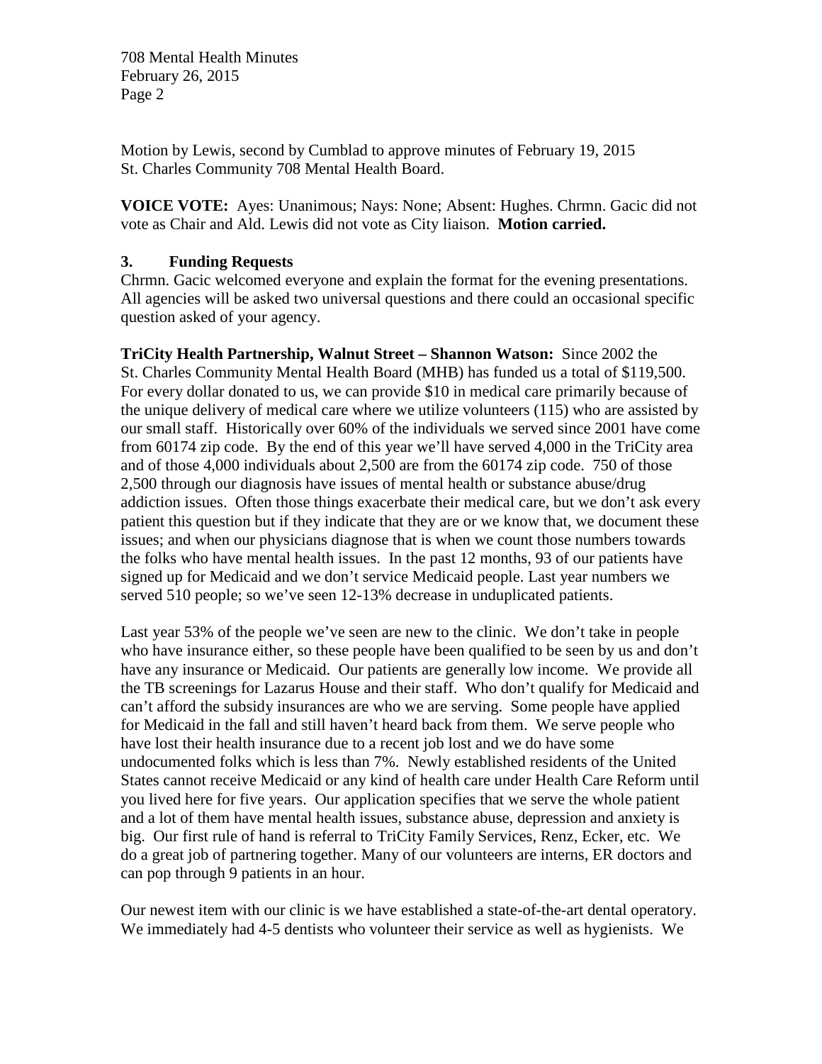Motion by Lewis, second by Cumblad to approve minutes of February 19, 2015 St. Charles Community 708 Mental Health Board.

**VOICE VOTE:** Ayes: Unanimous; Nays: None; Absent: Hughes. Chrmn. Gacic did not vote as Chair and Ald. Lewis did not vote as City liaison. **Motion carried.**

### 3. Funding Requests

Chrmn. Gacic welcomed everyone and explain the format for the evening presentations. All agencies will be asked two universal questions and there could an occasional specific question asked of your agency.

**TriCity Health Partnership, Walnut Street – Shannon Watson:** Since 2002 the St. Charles Community Mental Health Board (MHB) has funded us a total of $119,500. For every dollar donated to us, we can provide $10 in medical care primarily because of the unique delivery of medical care where we utilize volunteers (115) who are assisted by our small staff. Historically over 60% of the individuals we served since 2001 have come from 60174 zip code. By the end of this year we'll have served 4,000 in the TriCity area and of those 4,000 individuals about 2,500 are from the 60174 zip code. 750 of those 2,500 through our diagnosis have issues of mental health or substance abuse/drug addiction issues. Often those things exacerbate their medical care, but we don't ask every patient this question but if they indicate that they are or we know that, we document these issues; and when our physicians diagnose that is when we count those numbers towards the folks who have mental health issues. In the past 12 months, 93 of our patients have signed up for Medicaid and we don't service Medicaid people. Last year numbers we served 510 people; so we've seen 12-13% decrease in unduplicated patients.

Last year 53% of the people we've seen are new to the clinic. We don't take in people who have insurance either, so these people have been qualified to be seen by us and don't have any insurance or Medicaid. Our patients are generally low income. We provide all the TB screenings for Lazarus House and their staff. Who don't qualify for Medicaid and can't afford the subsidy insurances are who we are serving. Some people have applied for Medicaid in the fall and still haven't heard back from them. We serve people who have lost their health insurance due to a recent job lost and we do have some undocumented folks which is less than 7%. Newly established residents of the United States cannot receive Medicaid or any kind of health care under Health Care Reform until you lived here for five years. Our application specifies that we serve the whole patient and a lot of them have mental health issues, substance abuse, depression and anxiety is big. Our first rule of hand is referral to TriCity Family Services, Renz, Ecker, etc. We do a great job of partnering together. Many of our volunteers are interns, ER doctors and can pop through 9 patients in an hour.

Our newest item with our clinic is we have established a state-of-the-art dental operatory. We immediately had 4-5 dentists who volunteer their service as well as hygienists. We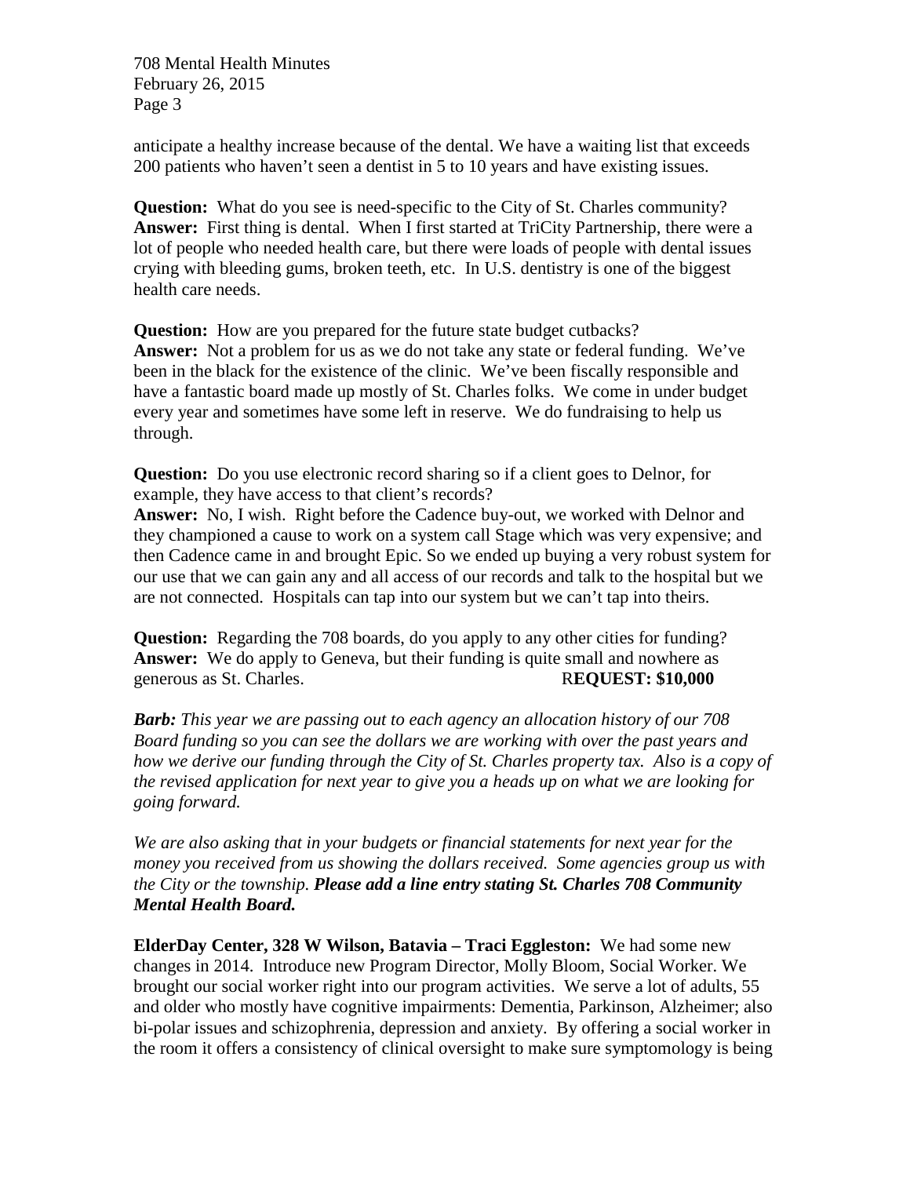anticipate a healthy increase because of the dental. We have a waiting list that exceeds 200 patients who haven't seen a dentist in 5 to 10 years and have existing issues.

**Question:** What do you see is need-specific to the City of St. Charles community?
**Answer:** First thing is dental. When I first started at TriCity Partnership, there were a lot of people who needed health care, but there were loads of people with dental issues crying with bleeding gums, broken teeth, etc. In U.S. dentistry is one of the biggest health care needs.

**Question:** How are you prepared for the future state budget cutbacks?
**Answer:** Not a problem for us as we do not take any state or federal funding. We've been in the black for the existence of the clinic. We've been fiscally responsible and have a fantastic board made up mostly of St. Charles folks. We come in under budget every year and sometimes have some left in reserve. We do fundraising to help us through.

**Question:** Do you use electronic record sharing so if a client goes to Delnor, for example, they have access to that client's records?
**Answer:** No, I wish. Right before the Cadence buy-out, we worked with Delnor and they championed a cause to work on a system call Stage which was very expensive; and then Cadence came in and brought Epic. So we ended up buying a very robust system for our use that we can gain any and all access of our records and talk to the hospital but we are not connected. Hospitals can tap into our system but we can't tap into theirs.

**Question:** Regarding the 708 boards, do you apply to any other cities for funding?
**Answer:** We do apply to Geneva, but their funding is quite small and nowhere as generous as St. Charles. R**EQUEST: $10,000**

***Barb:*** *This year we are passing out to each agency an allocation history of our 708 Board funding so you can see the dollars we are working with over the past years and how we derive our funding through the City of St. Charles property tax. Also is a copy of the revised application for next year to give you a heads up on what we are looking for going forward.*

*We are also asking that in your budgets or financial statements for next year for the money you received from us showing the dollars received. Some agencies group us with the City or the township.* ***Please add a line entry stating St. Charles 708 Community Mental Health Board.***

**ElderDay Center, 328 W Wilson, Batavia – Traci Eggleston:** We had some new changes in 2014. Introduce new Program Director, Molly Bloom, Social Worker. We brought our social worker right into our program activities. We serve a lot of adults, 55 and older who mostly have cognitive impairments: Dementia, Parkinson, Alzheimer; also bi-polar issues and schizophrenia, depression and anxiety. By offering a social worker in the room it offers a consistency of clinical oversight to make sure symptomology is being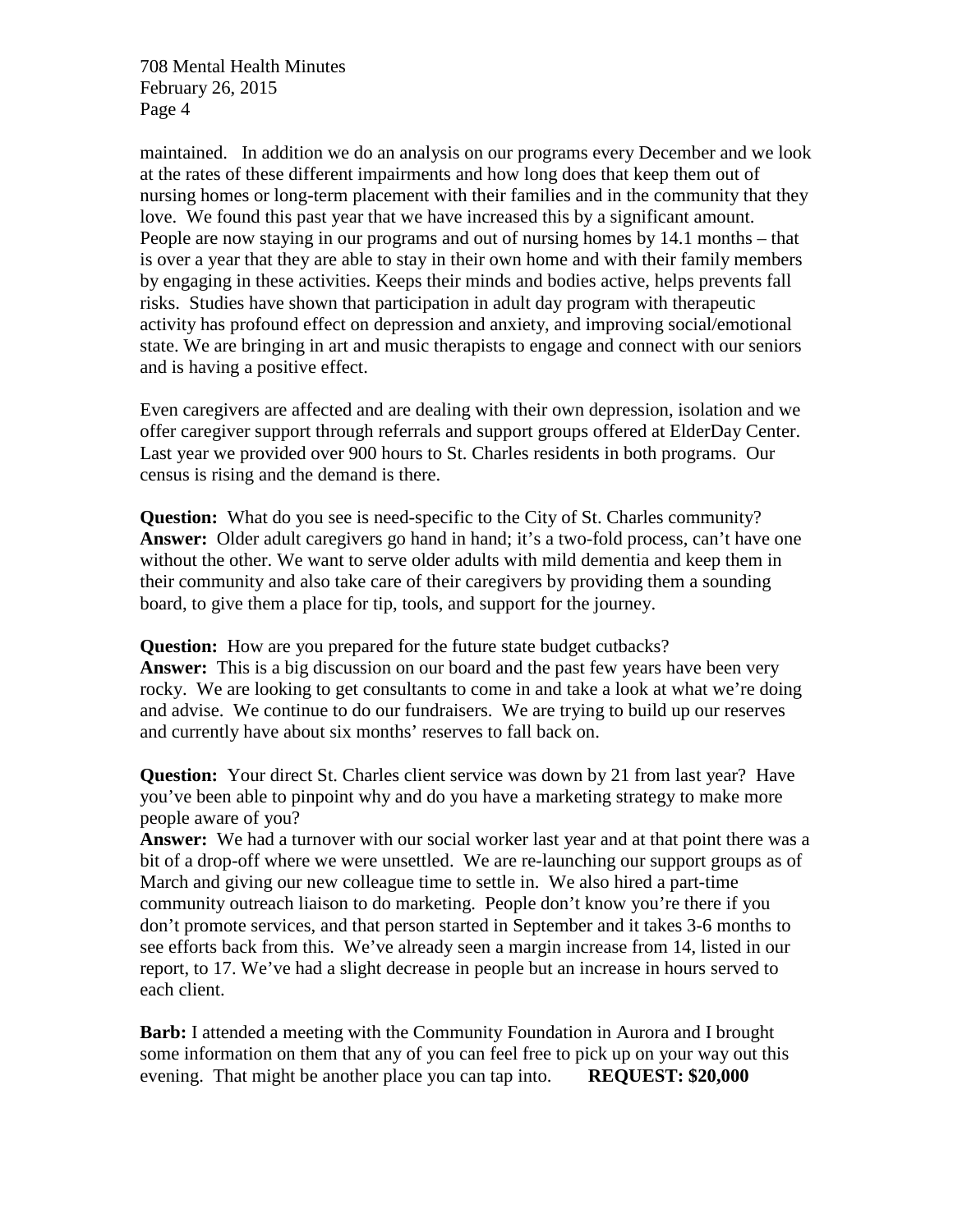maintained. In addition we do an analysis on our programs every December and we look at the rates of these different impairments and how long does that keep them out of nursing homes or long-term placement with their families and in the community that they love. We found this past year that we have increased this by a significant amount. People are now staying in our programs and out of nursing homes by 14.1 months – that is over a year that they are able to stay in their own home and with their family members by engaging in these activities. Keeps their minds and bodies active, helps prevents fall risks. Studies have shown that participation in adult day program with therapeutic activity has profound effect on depression and anxiety, and improving social/emotional state. We are bringing in art and music therapists to engage and connect with our seniors and is having a positive effect.

Even caregivers are affected and are dealing with their own depression, isolation and we offer caregiver support through referrals and support groups offered at ElderDay Center. Last year we provided over 900 hours to St. Charles residents in both programs. Our census is rising and the demand is there.

**Question:** What do you see is need-specific to the City of St. Charles community?
**Answer:** Older adult caregivers go hand in hand; it's a two-fold process, can't have one without the other. We want to serve older adults with mild dementia and keep them in their community and also take care of their caregivers by providing them a sounding board, to give them a place for tip, tools, and support for the journey.

**Question:** How are you prepared for the future state budget cutbacks?
**Answer:** This is a big discussion on our board and the past few years have been very rocky. We are looking to get consultants to come in and take a look at what we're doing and advise. We continue to do our fundraisers. We are trying to build up our reserves and currently have about six months' reserves to fall back on.

**Question:** Your direct St. Charles client service was down by 21 from last year? Have you've been able to pinpoint why and do you have a marketing strategy to make more people aware of you?
**Answer:** We had a turnover with our social worker last year and at that point there was a bit of a drop-off where we were unsettled. We are re-launching our support groups as of March and giving our new colleague time to settle in. We also hired a part-time community outreach liaison to do marketing. People don't know you're there if you don't promote services, and that person started in September and it takes 3-6 months to see efforts back from this. We've already seen a margin increase from 14, listed in our report, to 17. We've had a slight decrease in people but an increase in hours served to each client.

**Barb:** I attended a meeting with the Community Foundation in Aurora and I brought some information on them that any of you can feel free to pick up on your way out this evening. That might be another place you can tap into. **REQUEST: $20,000**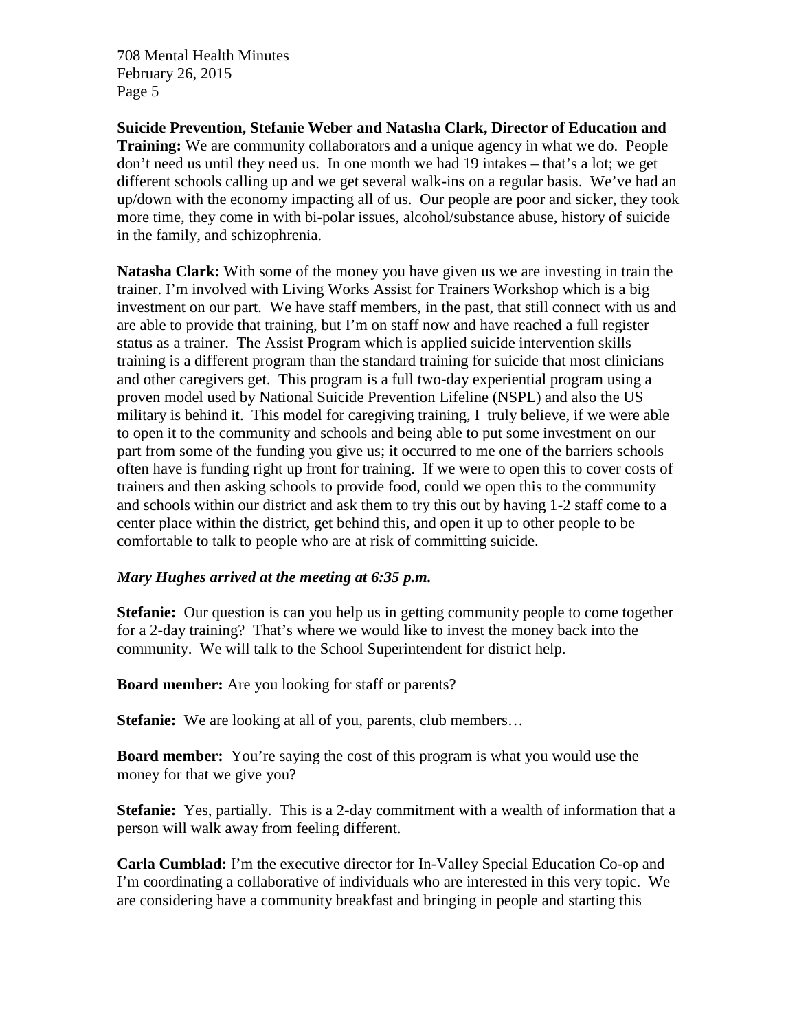**Suicide Prevention, Stefanie Weber and Natasha Clark, Director of Education and Training:** We are community collaborators and a unique agency in what we do. People don't need us until they need us. In one month we had 19 intakes – that's a lot; we get different schools calling up and we get several walk-ins on a regular basis. We've had an up/down with the economy impacting all of us. Our people are poor and sicker, they took more time, they come in with bi-polar issues, alcohol/substance abuse, history of suicide in the family, and schizophrenia.

**Natasha Clark:** With some of the money you have given us we are investing in train the trainer. I'm involved with Living Works Assist for Trainers Workshop which is a big investment on our part. We have staff members, in the past, that still connect with us and are able to provide that training, but I'm on staff now and have reached a full register status as a trainer. The Assist Program which is applied suicide intervention skills training is a different program than the standard training for suicide that most clinicians and other caregivers get. This program is a full two-day experiential program using a proven model used by National Suicide Prevention Lifeline (NSPL) and also the US military is behind it. This model for caregiving training, I truly believe, if we were able to open it to the community and schools and being able to put some investment on our part from some of the funding you give us; it occurred to me one of the barriers schools often have is funding right up front for training. If we were to open this to cover costs of trainers and then asking schools to provide food, could we open this to the community and schools within our district and ask them to try this out by having 1-2 staff come to a center place within the district, get behind this, and open it up to other people to be comfortable to talk to people who are at risk of committing suicide.

***Mary Hughes arrived at the meeting at 6:35 p.m.***

**Stefanie:** Our question is can you help us in getting community people to come together for a 2-day training? That's where we would like to invest the money back into the community. We will talk to the School Superintendent for district help.

**Board member:** Are you looking for staff or parents?

**Stefanie:** We are looking at all of you, parents, club members…

**Board member:** You're saying the cost of this program is what you would use the money for that we give you?

**Stefanie:** Yes, partially. This is a 2-day commitment with a wealth of information that a person will walk away from feeling different.

**Carla Cumblad:** I'm the executive director for In-Valley Special Education Co-op and I'm coordinating a collaborative of individuals who are interested in this very topic. We are considering have a community breakfast and bringing in people and starting this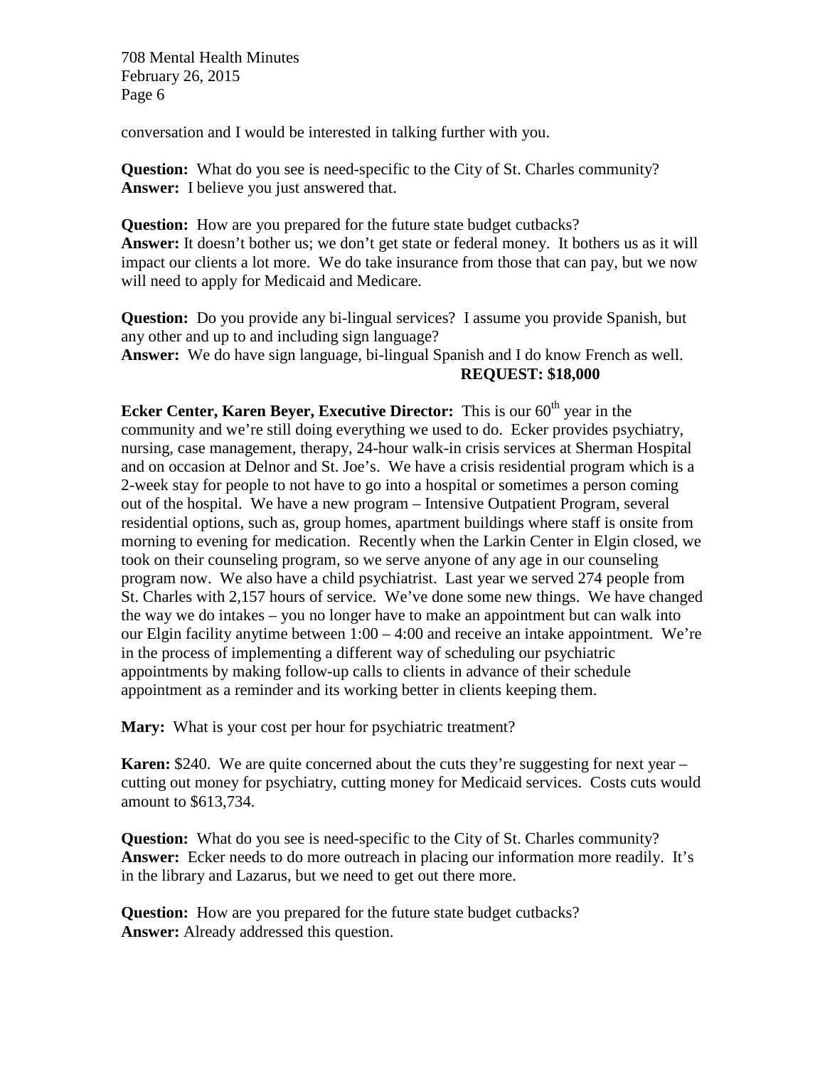conversation and I would be interested in talking further with you.

**Question:** What do you see is need-specific to the City of St. Charles community?
**Answer:** I believe you just answered that.

**Question:** How are you prepared for the future state budget cutbacks?
**Answer:** It doesn't bother us; we don't get state or federal money. It bothers us as it will impact our clients a lot more. We do take insurance from those that can pay, but we now will need to apply for Medicaid and Medicare.

**Question:** Do you provide any bi-lingual services? I assume you provide Spanish, but any other and up to and including sign language?
**Answer:** We do have sign language, bi-lingual Spanish and I do know French as well.

**REQUEST: $18,000**

**Ecker Center, Karen Beyer, Executive Director:** This is our 60th year in the community and we're still doing everything we used to do. Ecker provides psychiatry, nursing, case management, therapy, 24-hour walk-in crisis services at Sherman Hospital and on occasion at Delnor and St. Joe's. We have a crisis residential program which is a 2-week stay for people to not have to go into a hospital or sometimes a person coming out of the hospital. We have a new program – Intensive Outpatient Program, several residential options, such as, group homes, apartment buildings where staff is onsite from morning to evening for medication. Recently when the Larkin Center in Elgin closed, we took on their counseling program, so we serve anyone of any age in our counseling program now. We also have a child psychiatrist. Last year we served 274 people from St. Charles with 2,157 hours of service. We've done some new things. We have changed the way we do intakes – you no longer have to make an appointment but can walk into our Elgin facility anytime between 1:00 – 4:00 and receive an intake appointment. We're in the process of implementing a different way of scheduling our psychiatric appointments by making follow-up calls to clients in advance of their schedule appointment as a reminder and its working better in clients keeping them.

**Mary:** What is your cost per hour for psychiatric treatment?

**Karen:** $240. We are quite concerned about the cuts they're suggesting for next year – cutting out money for psychiatry, cutting money for Medicaid services. Costs cuts would amount to $613,734.

**Question:** What do you see is need-specific to the City of St. Charles community?
**Answer:** Ecker needs to do more outreach in placing our information more readily. It's in the library and Lazarus, but we need to get out there more.

**Question:** How are you prepared for the future state budget cutbacks?
**Answer:** Already addressed this question.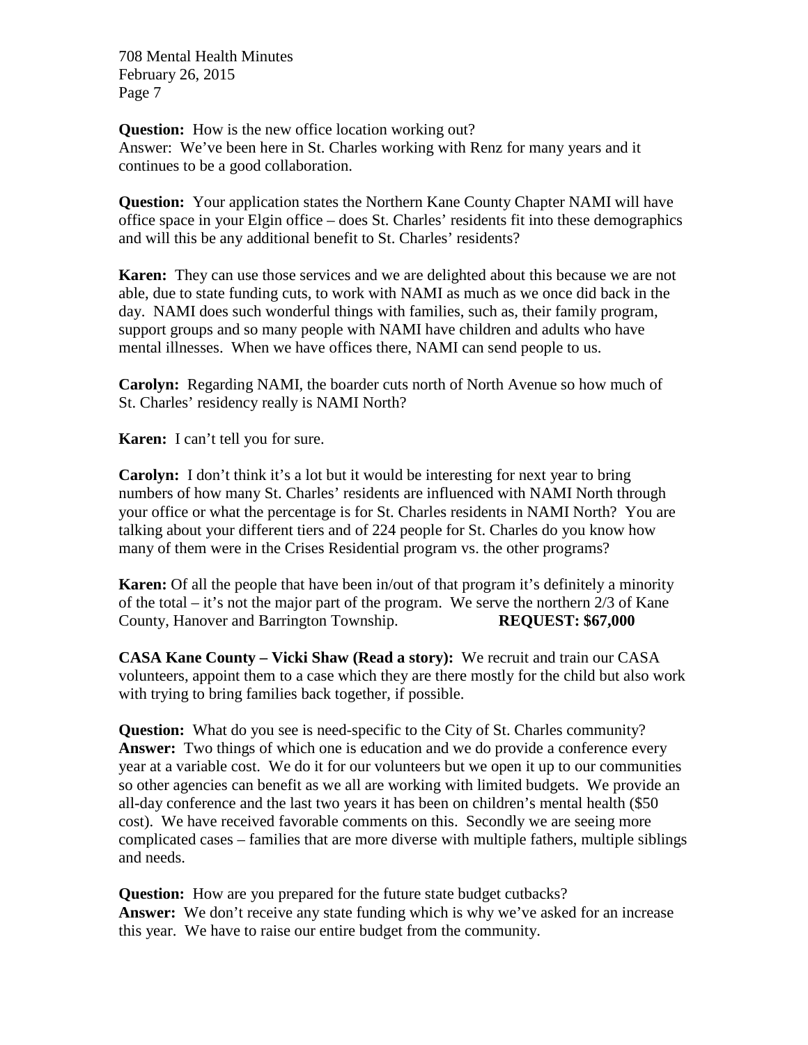**Question:** How is the new office location working out?
Answer: We've been here in St. Charles working with Renz for many years and it continues to be a good collaboration.

**Question:** Your application states the Northern Kane County Chapter NAMI will have office space in your Elgin office – does St. Charles' residents fit into these demographics and will this be any additional benefit to St. Charles' residents?

**Karen:** They can use those services and we are delighted about this because we are not able, due to state funding cuts, to work with NAMI as much as we once did back in the day. NAMI does such wonderful things with families, such as, their family program, support groups and so many people with NAMI have children and adults who have mental illnesses. When we have offices there, NAMI can send people to us.

**Carolyn:** Regarding NAMI, the boarder cuts north of North Avenue so how much of St. Charles' residency really is NAMI North?

**Karen:** I can't tell you for sure.

**Carolyn:** I don't think it's a lot but it would be interesting for next year to bring numbers of how many St. Charles' residents are influenced with NAMI North through your office or what the percentage is for St. Charles residents in NAMI North? You are talking about your different tiers and of 224 people for St. Charles do you know how many of them were in the Crises Residential program vs. the other programs?

**Karen:** Of all the people that have been in/out of that program it's definitely a minority of the total – it's not the major part of the program. We serve the northern 2/3 of Kane County, Hanover and Barrington Township. **REQUEST: $67,000**

**CASA Kane County – Vicki Shaw (Read a story):** We recruit and train our CASA volunteers, appoint them to a case which they are there mostly for the child but also work with trying to bring families back together, if possible.

**Question:** What do you see is need-specific to the City of St. Charles community?
**Answer:** Two things of which one is education and we do provide a conference every year at a variable cost. We do it for our volunteers but we open it up to our communities so other agencies can benefit as we all are working with limited budgets. We provide an all-day conference and the last two years it has been on children's mental health ($50 cost). We have received favorable comments on this. Secondly we are seeing more complicated cases – families that are more diverse with multiple fathers, multiple siblings and needs.

**Question:** How are you prepared for the future state budget cutbacks?
**Answer:** We don't receive any state funding which is why we've asked for an increase this year. We have to raise our entire budget from the community.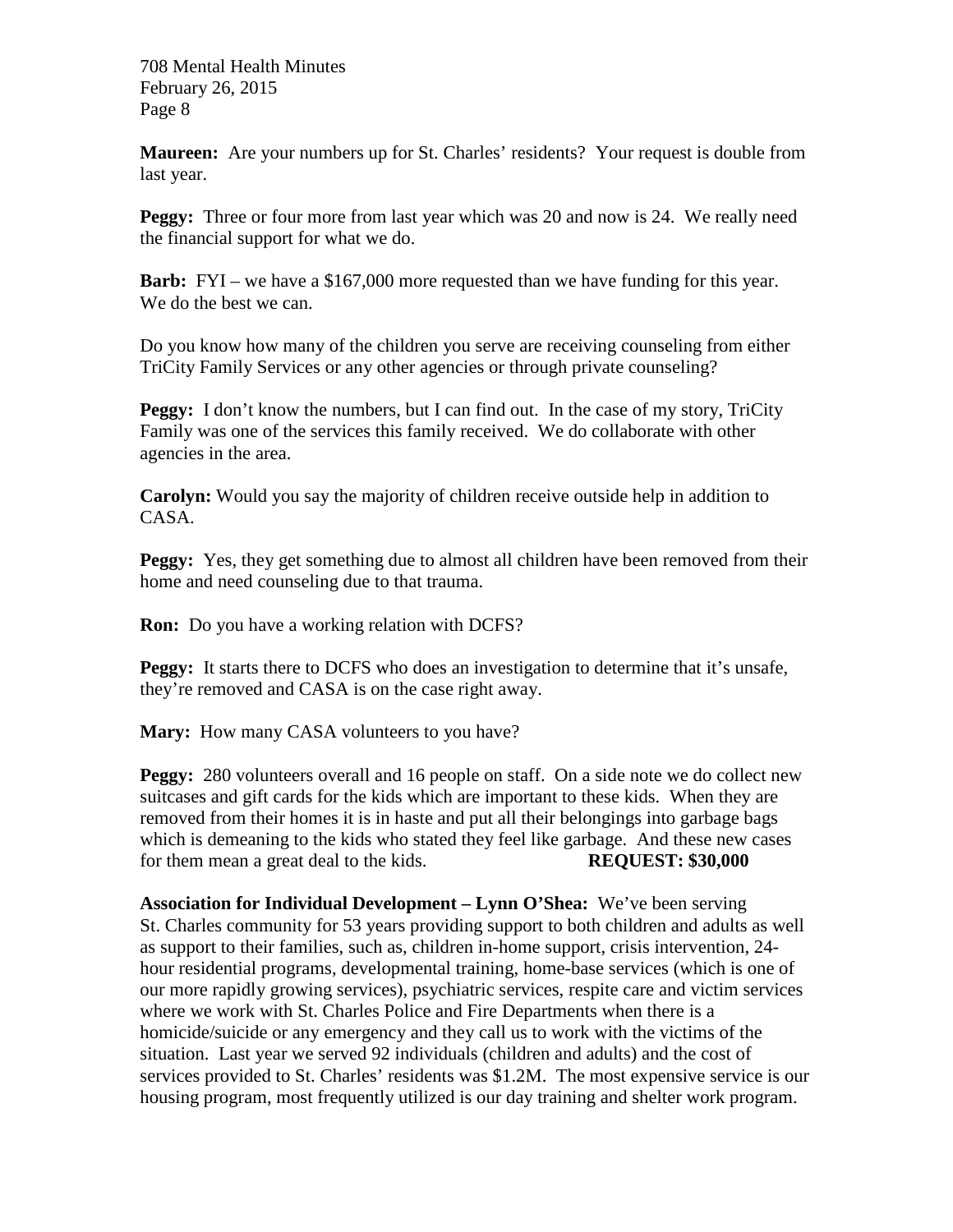**Maureen:** Are your numbers up for St. Charles' residents? Your request is double from last year.

**Peggy:** Three or four more from last year which was 20 and now is 24. We really need the financial support for what we do.

**Barb:** FYI – we have a $167,000 more requested than we have funding for this year. We do the best we can.

Do you know how many of the children you serve are receiving counseling from either TriCity Family Services or any other agencies or through private counseling?

**Peggy:** I don't know the numbers, but I can find out. In the case of my story, TriCity Family was one of the services this family received. We do collaborate with other agencies in the area.

**Carolyn:** Would you say the majority of children receive outside help in addition to CASA.

**Peggy:** Yes, they get something due to almost all children have been removed from their home and need counseling due to that trauma.

**Ron:** Do you have a working relation with DCFS?

**Peggy:** It starts there to DCFS who does an investigation to determine that it's unsafe, they're removed and CASA is on the case right away.

**Mary:** How many CASA volunteers to you have?

**Peggy:** 280 volunteers overall and 16 people on staff. On a side note we do collect new suitcases and gift cards for the kids which are important to these kids. When they are removed from their homes it is in haste and put all their belongings into garbage bags which is demeaning to the kids who stated they feel like garbage. And these new cases for them mean a great deal to the kids. **REQUEST: $30,000**

**Association for Individual Development – Lynn O'Shea:** We've been serving St. Charles community for 53 years providing support to both children and adults as well as support to their families, such as, children in-home support, crisis intervention, 24-hour residential programs, developmental training, home-base services (which is one of our more rapidly growing services), psychiatric services, respite care and victim services where we work with St. Charles Police and Fire Departments when there is a homicide/suicide or any emergency and they call us to work with the victims of the situation. Last year we served 92 individuals (children and adults) and the cost of services provided to St. Charles' residents was $1.2M. The most expensive service is our housing program, most frequently utilized is our day training and shelter work program.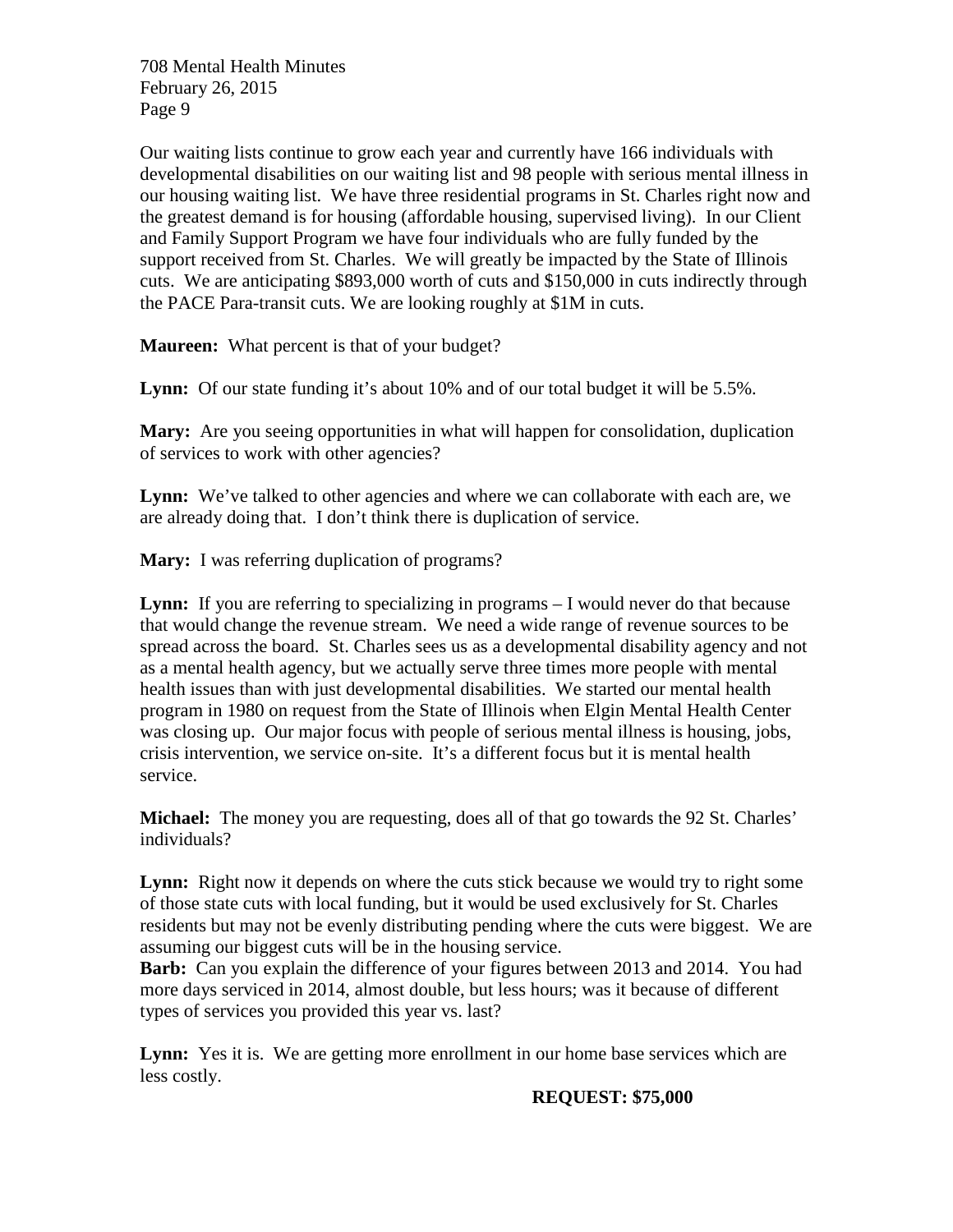Our waiting lists continue to grow each year and currently have 166 individuals with developmental disabilities on our waiting list and 98 people with serious mental illness in our housing waiting list. We have three residential programs in St. Charles right now and the greatest demand is for housing (affordable housing, supervised living). In our Client and Family Support Program we have four individuals who are fully funded by the support received from St. Charles. We will greatly be impacted by the State of Illinois cuts. We are anticipating $893,000 worth of cuts and $150,000 in cuts indirectly through the PACE Para-transit cuts. We are looking roughly at $1M in cuts.

**Maureen:** What percent is that of your budget?

**Lynn:** Of our state funding it's about 10% and of our total budget it will be 5.5%.

**Mary:** Are you seeing opportunities in what will happen for consolidation, duplication of services to work with other agencies?

**Lynn:** We've talked to other agencies and where we can collaborate with each are, we are already doing that. I don't think there is duplication of service.

**Mary:** I was referring duplication of programs?

**Lynn:** If you are referring to specializing in programs – I would never do that because that would change the revenue stream. We need a wide range of revenue sources to be spread across the board. St. Charles sees us as a developmental disability agency and not as a mental health agency, but we actually serve three times more people with mental health issues than with just developmental disabilities. We started our mental health program in 1980 on request from the State of Illinois when Elgin Mental Health Center was closing up. Our major focus with people of serious mental illness is housing, jobs, crisis intervention, we service on-site. It's a different focus but it is mental health service.

**Michael:** The money you are requesting, does all of that go towards the 92 St. Charles' individuals?

**Lynn:** Right now it depends on where the cuts stick because we would try to right some of those state cuts with local funding, but it would be used exclusively for St. Charles residents but may not be evenly distributing pending where the cuts were biggest. We are assuming our biggest cuts will be in the housing service.

**Barb:** Can you explain the difference of your figures between 2013 and 2014. You had more days serviced in 2014, almost double, but less hours; was it because of different types of services you provided this year vs. last?

**Lynn:** Yes it is. We are getting more enrollment in our home base services which are less costly.

**REQUEST: $75,000**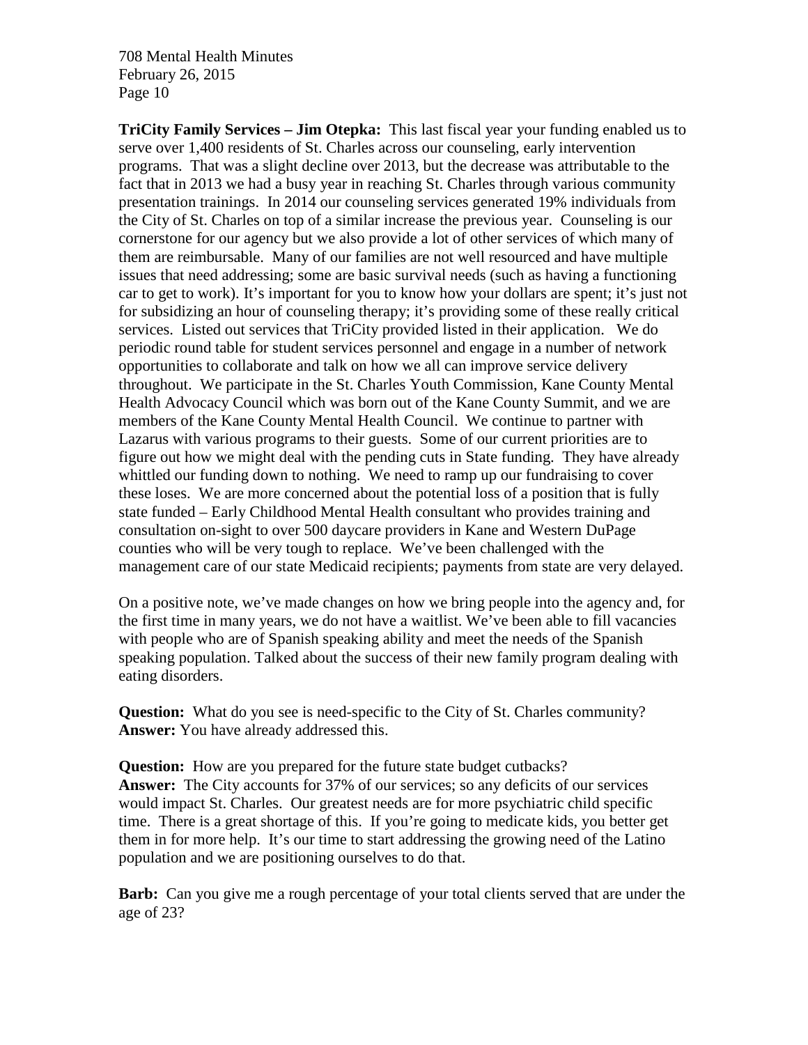**TriCity Family Services – Jim Otepka:** This last fiscal year your funding enabled us to serve over 1,400 residents of St. Charles across our counseling, early intervention programs. That was a slight decline over 2013, but the decrease was attributable to the fact that in 2013 we had a busy year in reaching St. Charles through various community presentation trainings. In 2014 our counseling services generated 19% individuals from the City of St. Charles on top of a similar increase the previous year. Counseling is our cornerstone for our agency but we also provide a lot of other services of which many of them are reimbursable. Many of our families are not well resourced and have multiple issues that need addressing; some are basic survival needs (such as having a functioning car to get to work). It's important for you to know how your dollars are spent; it's just not for subsidizing an hour of counseling therapy; it's providing some of these really critical services. Listed out services that TriCity provided listed in their application. We do periodic round table for student services personnel and engage in a number of network opportunities to collaborate and talk on how we all can improve service delivery throughout. We participate in the St. Charles Youth Commission, Kane County Mental Health Advocacy Council which was born out of the Kane County Summit, and we are members of the Kane County Mental Health Council. We continue to partner with Lazarus with various programs to their guests. Some of our current priorities are to figure out how we might deal with the pending cuts in State funding. They have already whittled our funding down to nothing. We need to ramp up our fundraising to cover these loses. We are more concerned about the potential loss of a position that is fully state funded – Early Childhood Mental Health consultant who provides training and consultation on-sight to over 500 daycare providers in Kane and Western DuPage counties who will be very tough to replace. We've been challenged with the management care of our state Medicaid recipients; payments from state are very delayed.

On a positive note, we've made changes on how we bring people into the agency and, for the first time in many years, we do not have a waitlist. We've been able to fill vacancies with people who are of Spanish speaking ability and meet the needs of the Spanish speaking population. Talked about the success of their new family program dealing with eating disorders.

**Question:** What do you see is need-specific to the City of St. Charles community?
**Answer:** You have already addressed this.

**Question:** How are you prepared for the future state budget cutbacks?
**Answer:** The City accounts for 37% of our services; so any deficits of our services would impact St. Charles. Our greatest needs are for more psychiatric child specific time. There is a great shortage of this. If you're going to medicate kids, you better get them in for more help. It's our time to start addressing the growing need of the Latino population and we are positioning ourselves to do that.

**Barb:** Can you give me a rough percentage of your total clients served that are under the age of 23?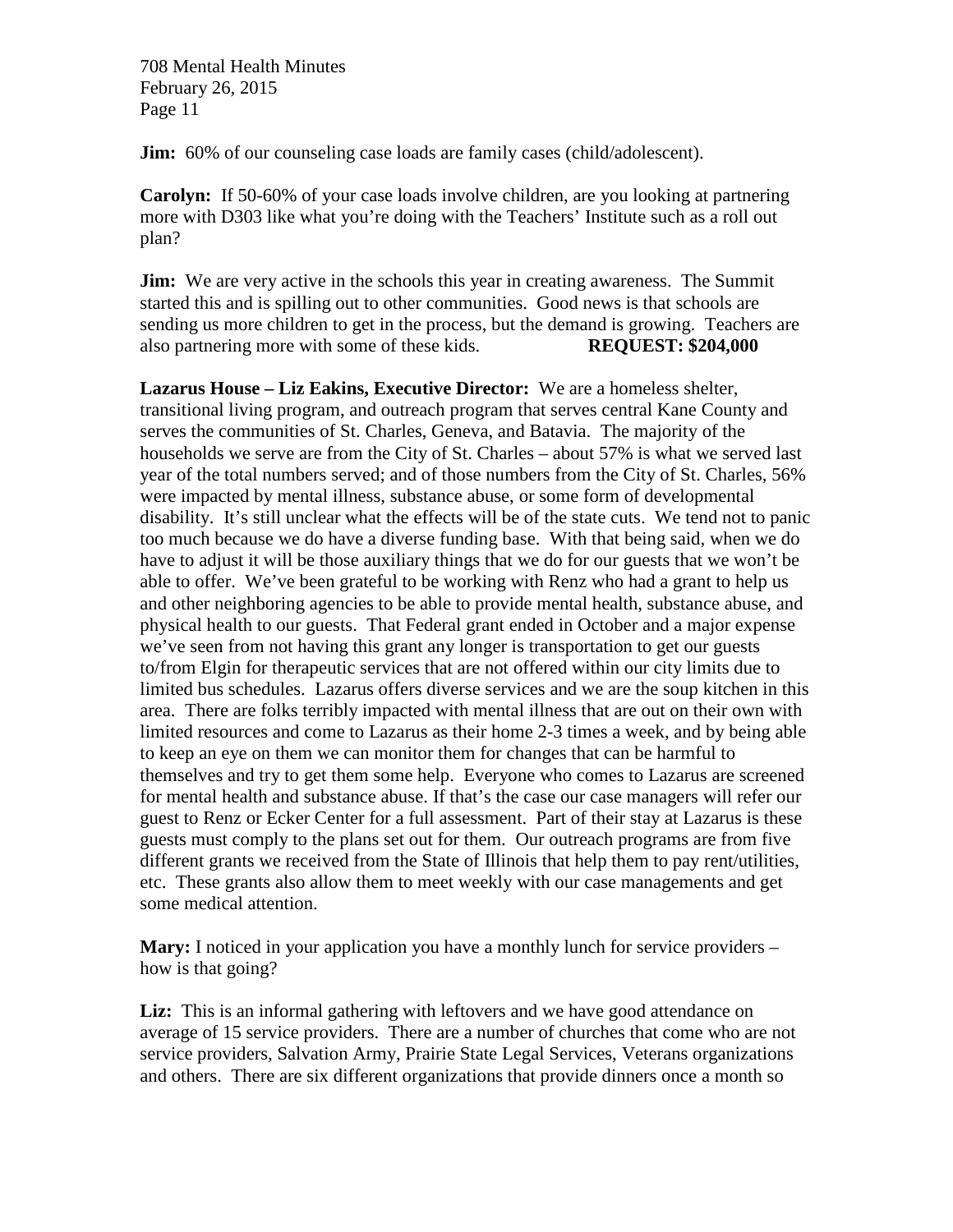**Jim:** 60% of our counseling case loads are family cases (child/adolescent).

**Carolyn:** If 50-60% of your case loads involve children, are you looking at partnering more with D303 like what you're doing with the Teachers' Institute such as a roll out plan?

**Jim:** We are very active in the schools this year in creating awareness. The Summit started this and is spilling out to other communities. Good news is that schools are sending us more children to get in the process, but the demand is growing. Teachers are also partnering more with some of these kids. **REQUEST: $204,000**

**Lazarus House – Liz Eakins, Executive Director:** We are a homeless shelter, transitional living program, and outreach program that serves central Kane County and serves the communities of St. Charles, Geneva, and Batavia. The majority of the households we serve are from the City of St. Charles – about 57% is what we served last year of the total numbers served; and of those numbers from the City of St. Charles, 56% were impacted by mental illness, substance abuse, or some form of developmental disability. It's still unclear what the effects will be of the state cuts. We tend not to panic too much because we do have a diverse funding base. With that being said, when we do have to adjust it will be those auxiliary things that we do for our guests that we won't be able to offer. We've been grateful to be working with Renz who had a grant to help us and other neighboring agencies to be able to provide mental health, substance abuse, and physical health to our guests. That Federal grant ended in October and a major expense we've seen from not having this grant any longer is transportation to get our guests to/from Elgin for therapeutic services that are not offered within our city limits due to limited bus schedules. Lazarus offers diverse services and we are the soup kitchen in this area. There are folks terribly impacted with mental illness that are out on their own with limited resources and come to Lazarus as their home 2-3 times a week, and by being able to keep an eye on them we can monitor them for changes that can be harmful to themselves and try to get them some help. Everyone who comes to Lazarus are screened for mental health and substance abuse. If that's the case our case managers will refer our guest to Renz or Ecker Center for a full assessment. Part of their stay at Lazarus is these guests must comply to the plans set out for them. Our outreach programs are from five different grants we received from the State of Illinois that help them to pay rent/utilities, etc. These grants also allow them to meet weekly with our case managements and get some medical attention.

**Mary:** I noticed in your application you have a monthly lunch for service providers – how is that going?

**Liz:** This is an informal gathering with leftovers and we have good attendance on average of 15 service providers. There are a number of churches that come who are not service providers, Salvation Army, Prairie State Legal Services, Veterans organizations and others. There are six different organizations that provide dinners once a month so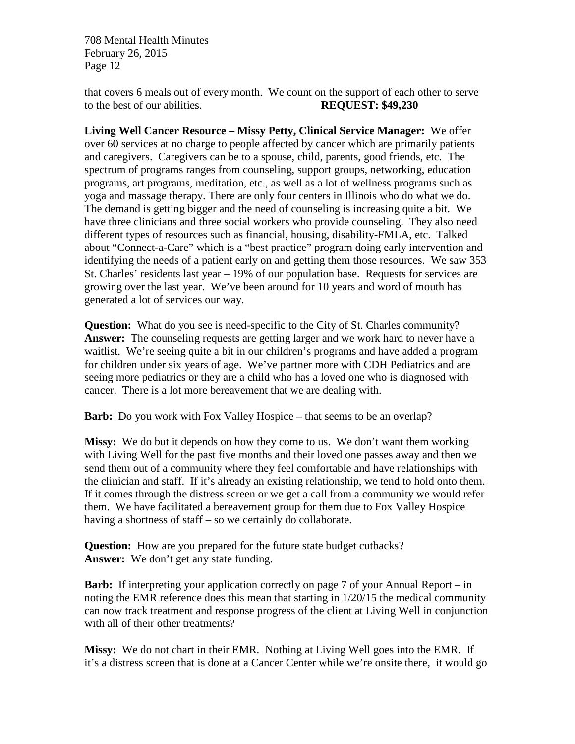that covers 6 meals out of every month. We count on the support of each other to serve to the best of our abilities. **REQUEST: $49,230**

**Living Well Cancer Resource – Missy Petty, Clinical Service Manager:** We offer over 60 services at no charge to people affected by cancer which are primarily patients and caregivers. Caregivers can be to a spouse, child, parents, good friends, etc. The spectrum of programs ranges from counseling, support groups, networking, education programs, art programs, meditation, etc., as well as a lot of wellness programs such as yoga and massage therapy. There are only four centers in Illinois who do what we do. The demand is getting bigger and the need of counseling is increasing quite a bit. We have three clinicians and three social workers who provide counseling. They also need different types of resources such as financial, housing, disability-FMLA, etc. Talked about "Connect-a-Care" which is a "best practice" program doing early intervention and identifying the needs of a patient early on and getting them those resources. We saw 353 St. Charles' residents last year – 19% of our population base. Requests for services are growing over the last year. We've been around for 10 years and word of mouth has generated a lot of services our way.

**Question:** What do you see is need-specific to the City of St. Charles community?
**Answer:** The counseling requests are getting larger and we work hard to never have a waitlist. We're seeing quite a bit in our children's programs and have added a program for children under six years of age. We've partner more with CDH Pediatrics and are seeing more pediatrics or they are a child who has a loved one who is diagnosed with cancer. There is a lot more bereavement that we are dealing with.

**Barb:** Do you work with Fox Valley Hospice – that seems to be an overlap?

**Missy:** We do but it depends on how they come to us. We don't want them working with Living Well for the past five months and their loved one passes away and then we send them out of a community where they feel comfortable and have relationships with the clinician and staff. If it's already an existing relationship, we tend to hold onto them. If it comes through the distress screen or we get a call from a community we would refer them. We have facilitated a bereavement group for them due to Fox Valley Hospice having a shortness of staff – so we certainly do collaborate.

**Question:** How are you prepared for the future state budget cutbacks?
**Answer:** We don't get any state funding.

**Barb:** If interpreting your application correctly on page 7 of your Annual Report – in noting the EMR reference does this mean that starting in 1/20/15 the medical community can now track treatment and response progress of the client at Living Well in conjunction with all of their other treatments?

**Missy:** We do not chart in their EMR. Nothing at Living Well goes into the EMR. If it's a distress screen that is done at a Cancer Center while we're onsite there, it would go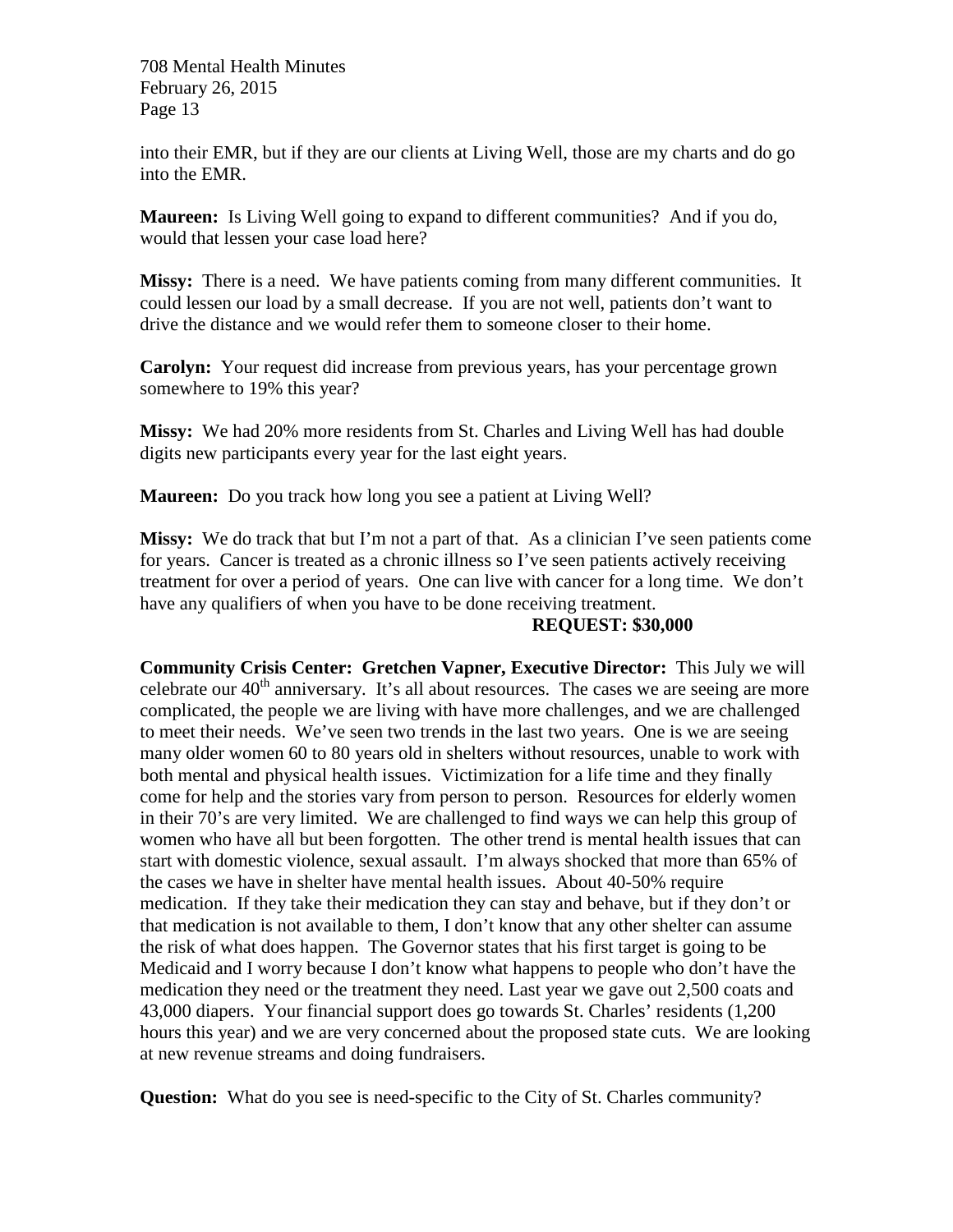into their EMR, but if they are our clients at Living Well, those are my charts and do go into the EMR.

**Maureen:** Is Living Well going to expand to different communities? And if you do, would that lessen your case load here?

**Missy:** There is a need. We have patients coming from many different communities. It could lessen our load by a small decrease. If you are not well, patients don't want to drive the distance and we would refer them to someone closer to their home.

**Carolyn:** Your request did increase from previous years, has your percentage grown somewhere to 19% this year?

**Missy:** We had 20% more residents from St. Charles and Living Well has had double digits new participants every year for the last eight years.

**Maureen:** Do you track how long you see a patient at Living Well?

**Missy:** We do track that but I'm not a part of that. As a clinician I've seen patients come for years. Cancer is treated as a chronic illness so I've seen patients actively receiving treatment for over a period of years. One can live with cancer for a long time. We don't have any qualifiers of when you have to be done receiving treatment.

**REQUEST: $30,000**

**Community Crisis Center: Gretchen Vapner, Executive Director:** This July we will celebrate our 40th anniversary. It's all about resources. The cases we are seeing are more complicated, the people we are living with have more challenges, and we are challenged to meet their needs. We've seen two trends in the last two years. One is we are seeing many older women 60 to 80 years old in shelters without resources, unable to work with both mental and physical health issues. Victimization for a life time and they finally come for help and the stories vary from person to person. Resources for elderly women in their 70's are very limited. We are challenged to find ways we can help this group of women who have all but been forgotten. The other trend is mental health issues that can start with domestic violence, sexual assault. I'm always shocked that more than 65% of the cases we have in shelter have mental health issues. About 40-50% require medication. If they take their medication they can stay and behave, but if they don't or that medication is not available to them, I don't know that any other shelter can assume the risk of what does happen. The Governor states that his first target is going to be Medicaid and I worry because I don't know what happens to people who don't have the medication they need or the treatment they need. Last year we gave out 2,500 coats and 43,000 diapers. Your financial support does go towards St. Charles' residents (1,200 hours this year) and we are very concerned about the proposed state cuts. We are looking at new revenue streams and doing fundraisers.

**Question:** What do you see is need-specific to the City of St. Charles community?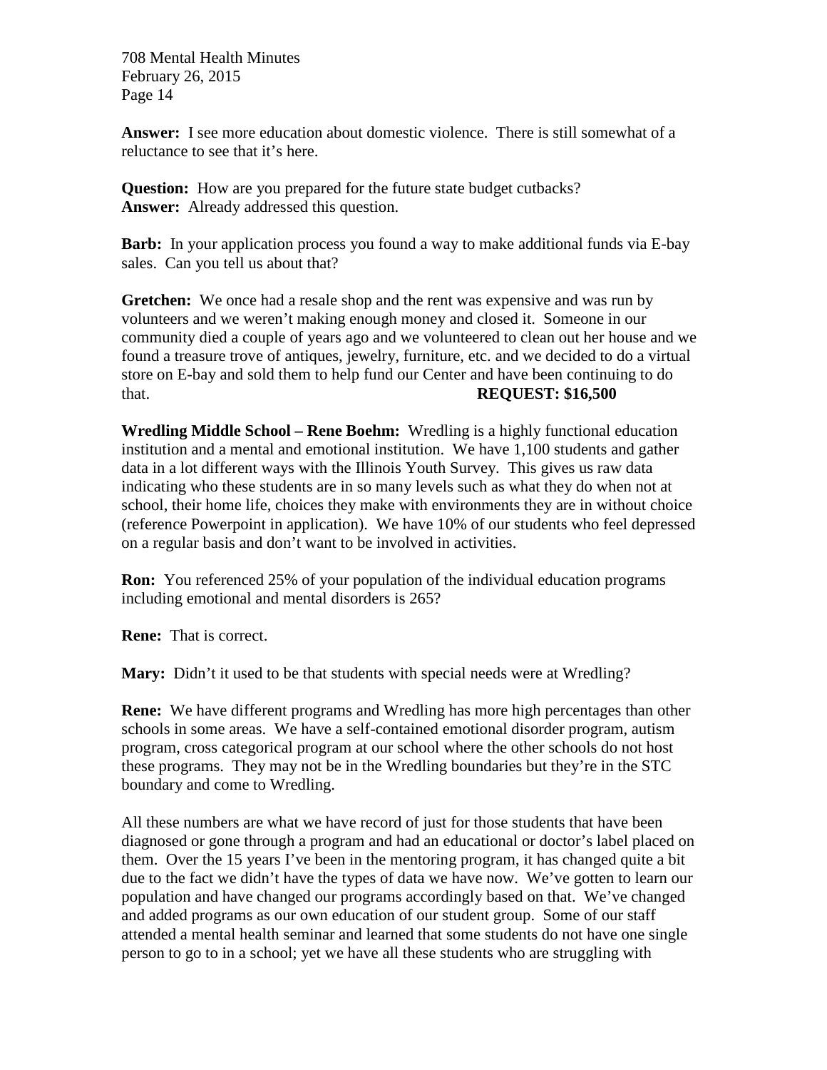**Answer:** I see more education about domestic violence. There is still somewhat of a reluctance to see that it's here.

**Question:** How are you prepared for the future state budget cutbacks?
**Answer:** Already addressed this question.

**Barb:** In your application process you found a way to make additional funds via E-bay sales. Can you tell us about that?

**Gretchen:** We once had a resale shop and the rent was expensive and was run by volunteers and we weren't making enough money and closed it. Someone in our community died a couple of years ago and we volunteered to clean out her house and we found a treasure trove of antiques, jewelry, furniture, etc. and we decided to do a virtual store on E-bay and sold them to help fund our Center and have been continuing to do that. **REQUEST: $16,500**

**Wredling Middle School – Rene Boehm:** Wredling is a highly functional education institution and a mental and emotional institution. We have 1,100 students and gather data in a lot different ways with the Illinois Youth Survey. This gives us raw data indicating who these students are in so many levels such as what they do when not at school, their home life, choices they make with environments they are in without choice (reference Powerpoint in application). We have 10% of our students who feel depressed on a regular basis and don't want to be involved in activities.

**Ron:** You referenced 25% of your population of the individual education programs including emotional and mental disorders is 265?

**Rene:** That is correct.

**Mary:** Didn't it used to be that students with special needs were at Wredling?

**Rene:** We have different programs and Wredling has more high percentages than other schools in some areas. We have a self-contained emotional disorder program, autism program, cross categorical program at our school where the other schools do not host these programs. They may not be in the Wredling boundaries but they're in the STC boundary and come to Wredling.

All these numbers are what we have record of just for those students that have been diagnosed or gone through a program and had an educational or doctor's label placed on them. Over the 15 years I've been in the mentoring program, it has changed quite a bit due to the fact we didn't have the types of data we have now. We've gotten to learn our population and have changed our programs accordingly based on that. We've changed and added programs as our own education of our student group. Some of our staff attended a mental health seminar and learned that some students do not have one single person to go to in a school; yet we have all these students who are struggling with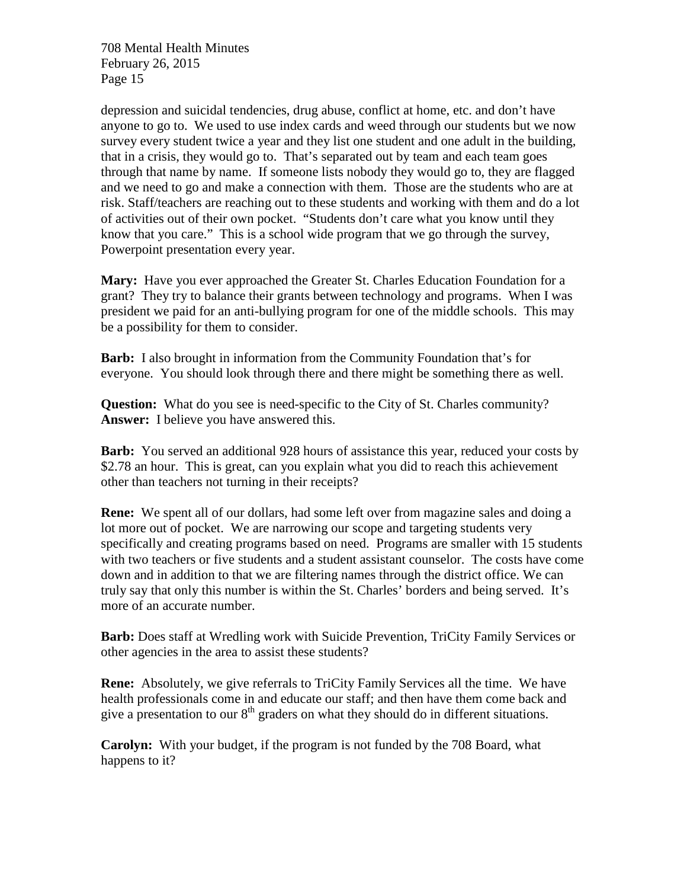depression and suicidal tendencies, drug abuse, conflict at home, etc. and don't have anyone to go to. We used to use index cards and weed through our students but we now survey every student twice a year and they list one student and one adult in the building, that in a crisis, they would go to. That's separated out by team and each team goes through that name by name. If someone lists nobody they would go to, they are flagged and we need to go and make a connection with them. Those are the students who are at risk. Staff/teachers are reaching out to these students and working with them and do a lot of activities out of their own pocket. "Students don't care what you know until they know that you care." This is a school wide program that we go through the survey, Powerpoint presentation every year.

**Mary:** Have you ever approached the Greater St. Charles Education Foundation for a grant? They try to balance their grants between technology and programs. When I was president we paid for an anti-bullying program for one of the middle schools. This may be a possibility for them to consider.

**Barb:** I also brought in information from the Community Foundation that's for everyone. You should look through there and there might be something there as well.

**Question:** What do you see is need-specific to the City of St. Charles community?
**Answer:** I believe you have answered this.

**Barb:** You served an additional 928 hours of assistance this year, reduced your costs by \$2.78 an hour. This is great, can you explain what you did to reach this achievement other than teachers not turning in their receipts?

**Rene:** We spent all of our dollars, had some left over from magazine sales and doing a lot more out of pocket. We are narrowing our scope and targeting students very specifically and creating programs based on need. Programs are smaller with 15 students with two teachers or five students and a student assistant counselor. The costs have come down and in addition to that we are filtering names through the district office. We can truly say that only this number is within the St. Charles' borders and being served. It's more of an accurate number.

**Barb:** Does staff at Wredling work with Suicide Prevention, TriCity Family Services or other agencies in the area to assist these students?

**Rene:** Absolutely, we give referrals to TriCity Family Services all the time. We have health professionals come in and educate our staff; and then have them come back and give a presentation to our 8th graders on what they should do in different situations.

**Carolyn:** With your budget, if the program is not funded by the 708 Board, what happens to it?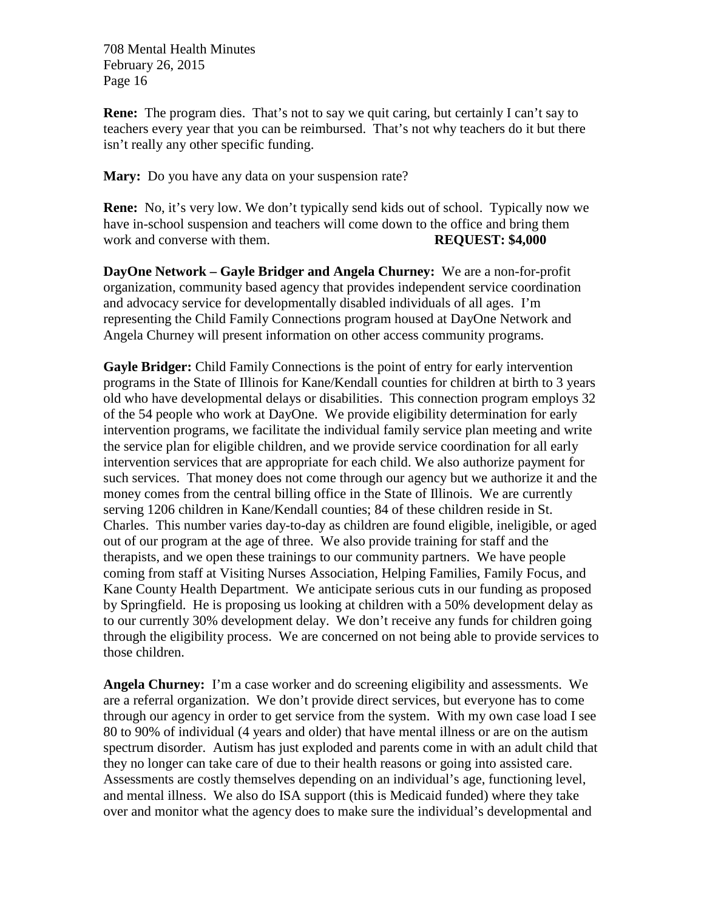**Rene:** The program dies. That's not to say we quit caring, but certainly I can't say to teachers every year that you can be reimbursed. That's not why teachers do it but there isn't really any other specific funding.

**Mary:** Do you have any data on your suspension rate?

**Rene:** No, it's very low. We don't typically send kids out of school. Typically now we have in-school suspension and teachers will come down to the office and bring them work and converse with them. **REQUEST: $4,000**

**DayOne Network – Gayle Bridger and Angela Churney:** We are a non-for-profit organization, community based agency that provides independent service coordination and advocacy service for developmentally disabled individuals of all ages. I'm representing the Child Family Connections program housed at DayOne Network and Angela Churney will present information on other access community programs.

**Gayle Bridger:** Child Family Connections is the point of entry for early intervention programs in the State of Illinois for Kane/Kendall counties for children at birth to 3 years old who have developmental delays or disabilities. This connection program employs 32 of the 54 people who work at DayOne. We provide eligibility determination for early intervention programs, we facilitate the individual family service plan meeting and write the service plan for eligible children, and we provide service coordination for all early intervention services that are appropriate for each child. We also authorize payment for such services. That money does not come through our agency but we authorize it and the money comes from the central billing office in the State of Illinois. We are currently serving 1206 children in Kane/Kendall counties; 84 of these children reside in St. Charles. This number varies day-to-day as children are found eligible, ineligible, or aged out of our program at the age of three. We also provide training for staff and the therapists, and we open these trainings to our community partners. We have people coming from staff at Visiting Nurses Association, Helping Families, Family Focus, and Kane County Health Department. We anticipate serious cuts in our funding as proposed by Springfield. He is proposing us looking at children with a 50% development delay as to our currently 30% development delay. We don't receive any funds for children going through the eligibility process. We are concerned on not being able to provide services to those children.

**Angela Churney:** I'm a case worker and do screening eligibility and assessments. We are a referral organization. We don't provide direct services, but everyone has to come through our agency in order to get service from the system. With my own case load I see 80 to 90% of individual (4 years and older) that have mental illness or are on the autism spectrum disorder. Autism has just exploded and parents come in with an adult child that they no longer can take care of due to their health reasons or going into assisted care. Assessments are costly themselves depending on an individual's age, functioning level, and mental illness. We also do ISA support (this is Medicaid funded) where they take over and monitor what the agency does to make sure the individual's developmental and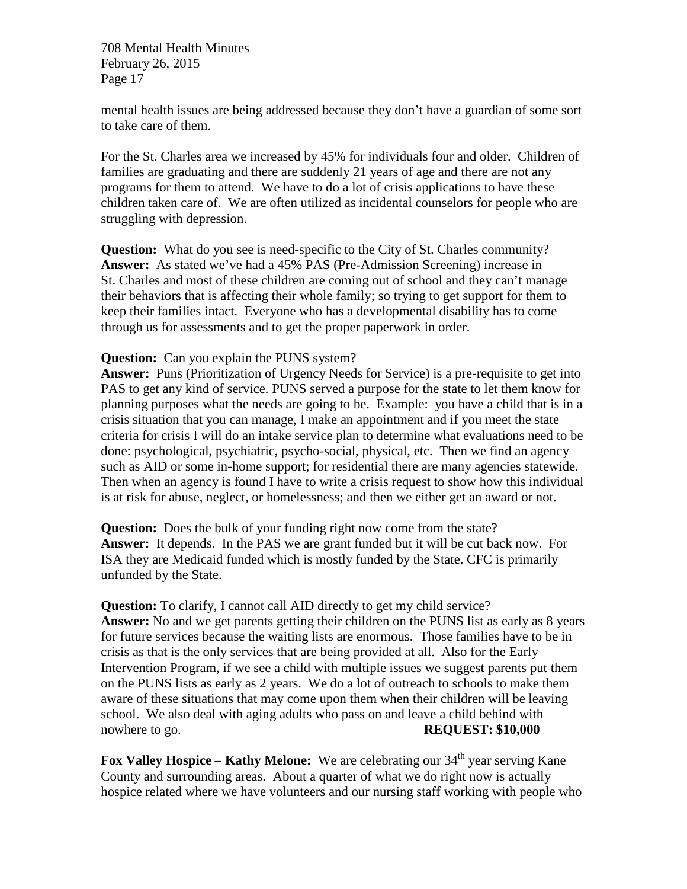mental health issues are being addressed because they don't have a guardian of some sort to take care of them.

For the St. Charles area we increased by 45% for individuals four and older. Children of families are graduating and there are suddenly 21 years of age and there are not any programs for them to attend. We have to do a lot of crisis applications to have these children taken care of. We are often utilized as incidental counselors for people who are struggling with depression.

**Question:** What do you see is need-specific to the City of St. Charles community?
**Answer:** As stated we've had a 45% PAS (Pre-Admission Screening) increase in St. Charles and most of these children are coming out of school and they can't manage their behaviors that is affecting their whole family; so trying to get support for them to keep their families intact. Everyone who has a developmental disability has to come through us for assessments and to get the proper paperwork in order.

**Question:** Can you explain the PUNS system?
**Answer:** Puns (Prioritization of Urgency Needs for Service) is a pre-requisite to get into PAS to get any kind of service. PUNS served a purpose for the state to let them know for planning purposes what the needs are going to be. Example: you have a child that is in a crisis situation that you can manage, I make an appointment and if you meet the state criteria for crisis I will do an intake service plan to determine what evaluations need to be done: psychological, psychiatric, psycho-social, physical, etc. Then we find an agency such as AID or some in-home support; for residential there are many agencies statewide. Then when an agency is found I have to write a crisis request to show how this individual is at risk for abuse, neglect, or homelessness; and then we either get an award or not.

**Question:** Does the bulk of your funding right now come from the state?
**Answer:** It depends. In the PAS we are grant funded but it will be cut back now. For ISA they are Medicaid funded which is mostly funded by the State. CFC is primarily unfunded by the State.

**Question:** To clarify, I cannot call AID directly to get my child service?
**Answer:** No and we get parents getting their children on the PUNS list as early as 8 years for future services because the waiting lists are enormous. Those families have to be in crisis as that is the only services that are being provided at all. Also for the Early Intervention Program, if we see a child with multiple issues we suggest parents put them on the PUNS lists as early as 2 years. We do a lot of outreach to schools to make them aware of these situations that may come upon them when their children will be leaving school. We also deal with aging adults who pass on and leave a child behind with nowhere to go. **REQUEST: $10,000**

**Fox Valley Hospice – Kathy Melone:** We are celebrating our 34th year serving Kane County and surrounding areas. About a quarter of what we do right now is actually hospice related where we have volunteers and our nursing staff working with people who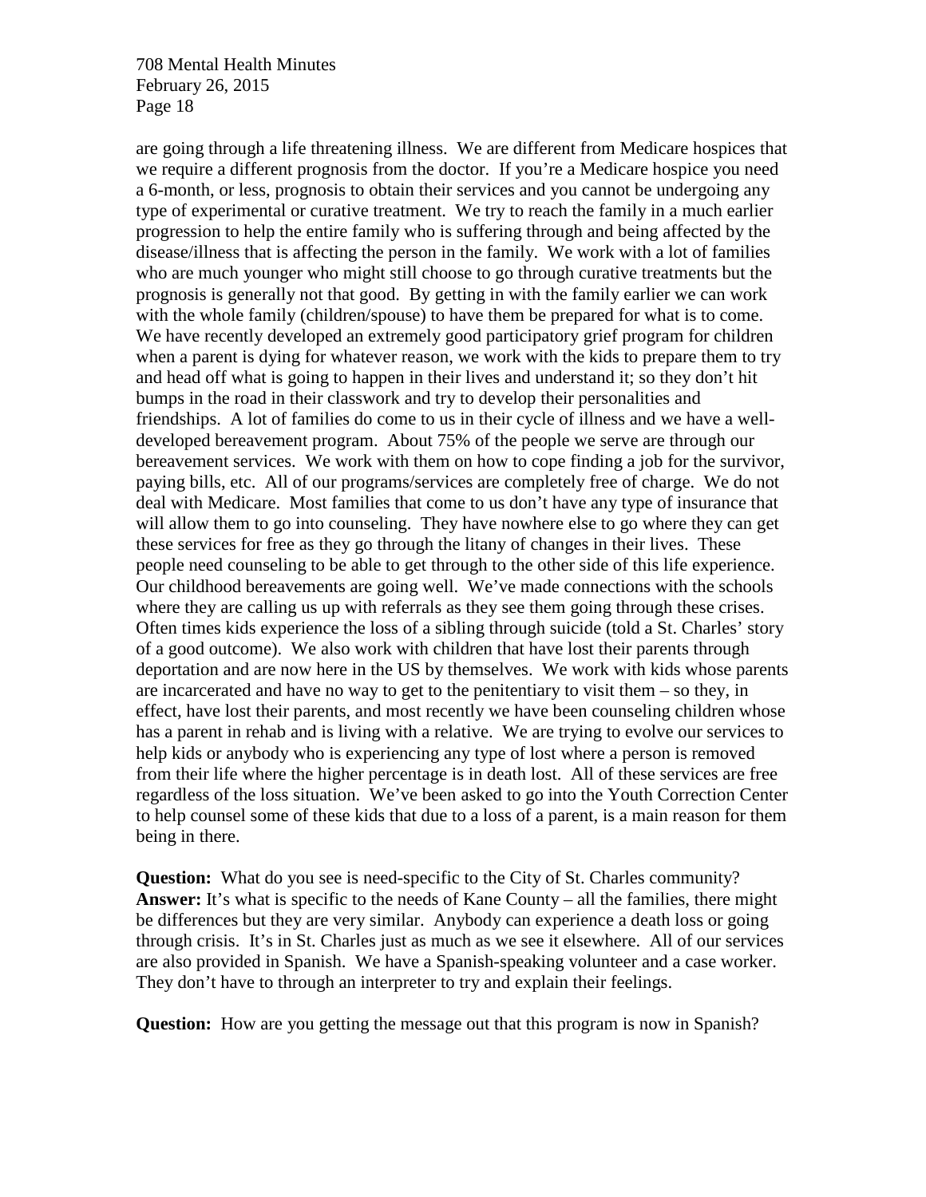are going through a life threatening illness. We are different from Medicare hospices that we require a different prognosis from the doctor. If you're a Medicare hospice you need a 6-month, or less, prognosis to obtain their services and you cannot be undergoing any type of experimental or curative treatment. We try to reach the family in a much earlier progression to help the entire family who is suffering through and being affected by the disease/illness that is affecting the person in the family. We work with a lot of families who are much younger who might still choose to go through curative treatments but the prognosis is generally not that good. By getting in with the family earlier we can work with the whole family (children/spouse) to have them be prepared for what is to come. We have recently developed an extremely good participatory grief program for children when a parent is dying for whatever reason, we work with the kids to prepare them to try and head off what is going to happen in their lives and understand it; so they don't hit bumps in the road in their classwork and try to develop their personalities and friendships. A lot of families do come to us in their cycle of illness and we have a well-developed bereavement program. About 75% of the people we serve are through our bereavement services. We work with them on how to cope finding a job for the survivor, paying bills, etc. All of our programs/services are completely free of charge. We do not deal with Medicare. Most families that come to us don't have any type of insurance that will allow them to go into counseling. They have nowhere else to go where they can get these services for free as they go through the litany of changes in their lives. These people need counseling to be able to get through to the other side of this life experience. Our childhood bereavements are going well. We've made connections with the schools where they are calling us up with referrals as they see them going through these crises. Often times kids experience the loss of a sibling through suicide (told a St. Charles' story of a good outcome). We also work with children that have lost their parents through deportation and are now here in the US by themselves. We work with kids whose parents are incarcerated and have no way to get to the penitentiary to visit them – so they, in effect, have lost their parents, and most recently we have been counseling children whose has a parent in rehab and is living with a relative. We are trying to evolve our services to help kids or anybody who is experiencing any type of lost where a person is removed from their life where the higher percentage is in death lost. All of these services are free regardless of the loss situation. We've been asked to go into the Youth Correction Center to help counsel some of these kids that due to a loss of a parent, is a main reason for them being in there.

**Question:** What do you see is need-specific to the City of St. Charles community?
**Answer:** It's what is specific to the needs of Kane County – all the families, there might be differences but they are very similar. Anybody can experience a death loss or going through crisis. It's in St. Charles just as much as we see it elsewhere. All of our services are also provided in Spanish. We have a Spanish-speaking volunteer and a case worker. They don't have to through an interpreter to try and explain their feelings.

**Question:** How are you getting the message out that this program is now in Spanish?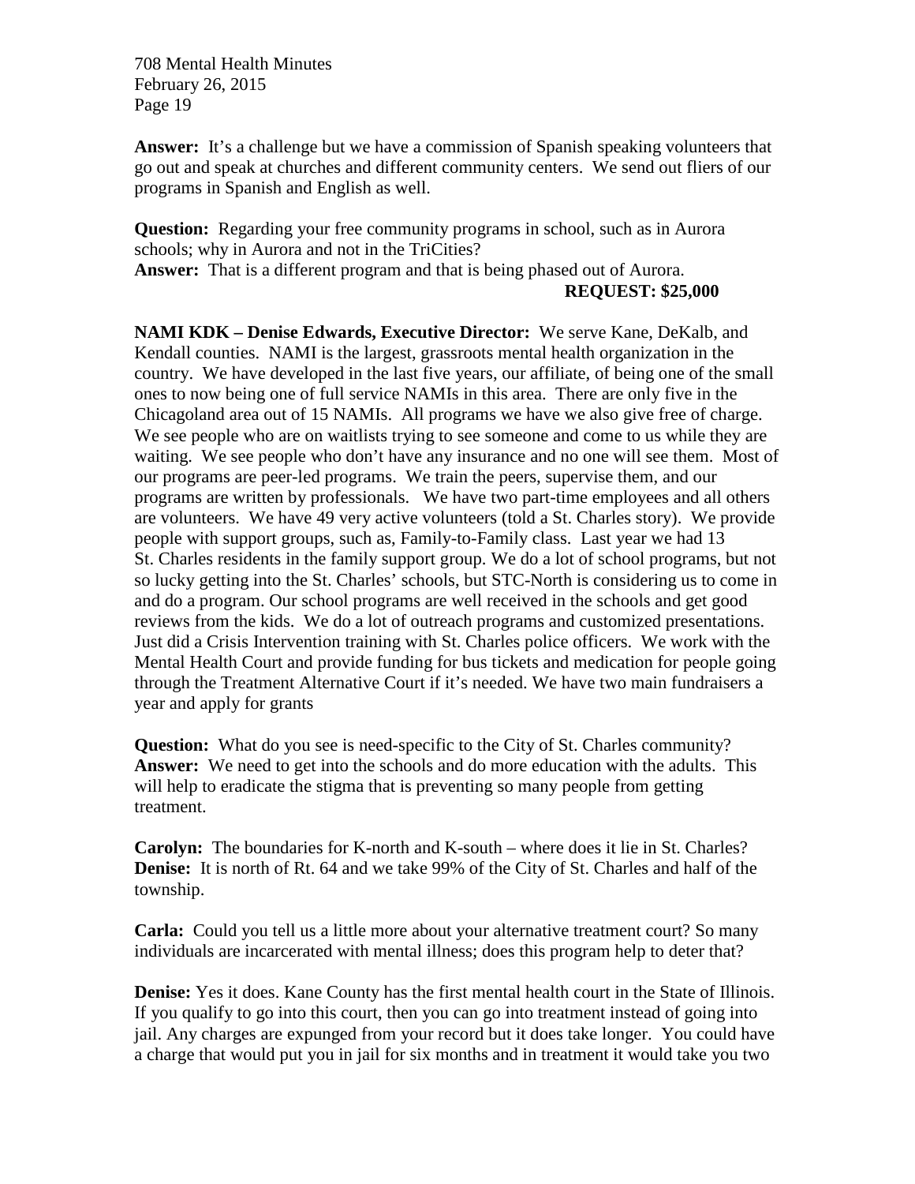**Answer:** It's a challenge but we have a commission of Spanish speaking volunteers that go out and speak at churches and different community centers. We send out fliers of our programs in Spanish and English as well.

**Question:** Regarding your free community programs in school, such as in Aurora schools; why in Aurora and not in the TriCities?
**Answer:** That is a different program and that is being phased out of Aurora.

**REQUEST: $25,000**

**NAMI KDK – Denise Edwards, Executive Director:** We serve Kane, DeKalb, and Kendall counties. NAMI is the largest, grassroots mental health organization in the country. We have developed in the last five years, our affiliate, of being one of the small ones to now being one of full service NAMIs in this area. There are only five in the Chicagoland area out of 15 NAMIs. All programs we have we also give free of charge. We see people who are on waitlists trying to see someone and come to us while they are waiting. We see people who don't have any insurance and no one will see them. Most of our programs are peer-led programs. We train the peers, supervise them, and our programs are written by professionals. We have two part-time employees and all others are volunteers. We have 49 very active volunteers (told a St. Charles story). We provide people with support groups, such as, Family-to-Family class. Last year we had 13 St. Charles residents in the family support group. We do a lot of school programs, but not so lucky getting into the St. Charles' schools, but STC-North is considering us to come in and do a program. Our school programs are well received in the schools and get good reviews from the kids. We do a lot of outreach programs and customized presentations. Just did a Crisis Intervention training with St. Charles police officers. We work with the Mental Health Court and provide funding for bus tickets and medication for people going through the Treatment Alternative Court if it's needed. We have two main fundraisers a year and apply for grants

**Question:** What do you see is need-specific to the City of St. Charles community?
**Answer:** We need to get into the schools and do more education with the adults. This will help to eradicate the stigma that is preventing so many people from getting treatment.

**Carolyn:** The boundaries for K-north and K-south – where does it lie in St. Charles?
**Denise:** It is north of Rt. 64 and we take 99% of the City of St. Charles and half of the township.

**Carla:** Could you tell us a little more about your alternative treatment court? So many individuals are incarcerated with mental illness; does this program help to deter that?

**Denise:** Yes it does. Kane County has the first mental health court in the State of Illinois. If you qualify to go into this court, then you can go into treatment instead of going into jail. Any charges are expunged from your record but it does take longer. You could have a charge that would put you in jail for six months and in treatment it would take you two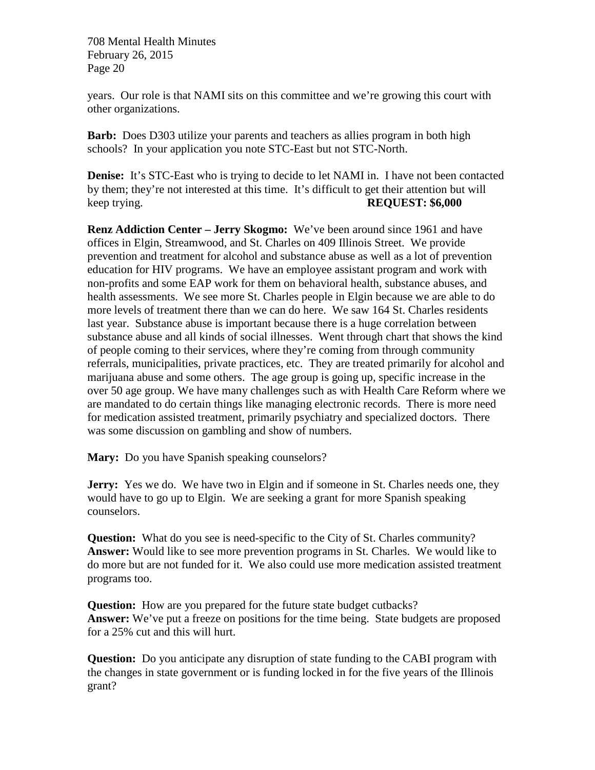years. Our role is that NAMI sits on this committee and we're growing this court with other organizations.

**Barb:** Does D303 utilize your parents and teachers as allies program in both high schools? In your application you note STC-East but not STC-North.

**Denise:** It's STC-East who is trying to decide to let NAMI in. I have not been contacted by them; they're not interested at this time. It's difficult to get their attention but will keep trying. **REQUEST: $6,000**

**Renz Addiction Center – Jerry Skogmo:** We've been around since 1961 and have offices in Elgin, Streamwood, and St. Charles on 409 Illinois Street. We provide prevention and treatment for alcohol and substance abuse as well as a lot of prevention education for HIV programs. We have an employee assistant program and work with non-profits and some EAP work for them on behavioral health, substance abuses, and health assessments. We see more St. Charles people in Elgin because we are able to do more levels of treatment there than we can do here. We saw 164 St. Charles residents last year. Substance abuse is important because there is a huge correlation between substance abuse and all kinds of social illnesses. Went through chart that shows the kind of people coming to their services, where they're coming from through community referrals, municipalities, private practices, etc. They are treated primarily for alcohol and marijuana abuse and some others. The age group is going up, specific increase in the over 50 age group. We have many challenges such as with Health Care Reform where we are mandated to do certain things like managing electronic records. There is more need for medication assisted treatment, primarily psychiatry and specialized doctors. There was some discussion on gambling and show of numbers.

**Mary:** Do you have Spanish speaking counselors?

**Jerry:** Yes we do. We have two in Elgin and if someone in St. Charles needs one, they would have to go up to Elgin. We are seeking a grant for more Spanish speaking counselors.

**Question:** What do you see is need-specific to the City of St. Charles community?
**Answer:** Would like to see more prevention programs in St. Charles. We would like to do more but are not funded for it. We also could use more medication assisted treatment programs too.

**Question:** How are you prepared for the future state budget cutbacks?
**Answer:** We've put a freeze on positions for the time being. State budgets are proposed for a 25% cut and this will hurt.

**Question:** Do you anticipate any disruption of state funding to the CABI program with the changes in state government or is funding locked in for the five years of the Illinois grant?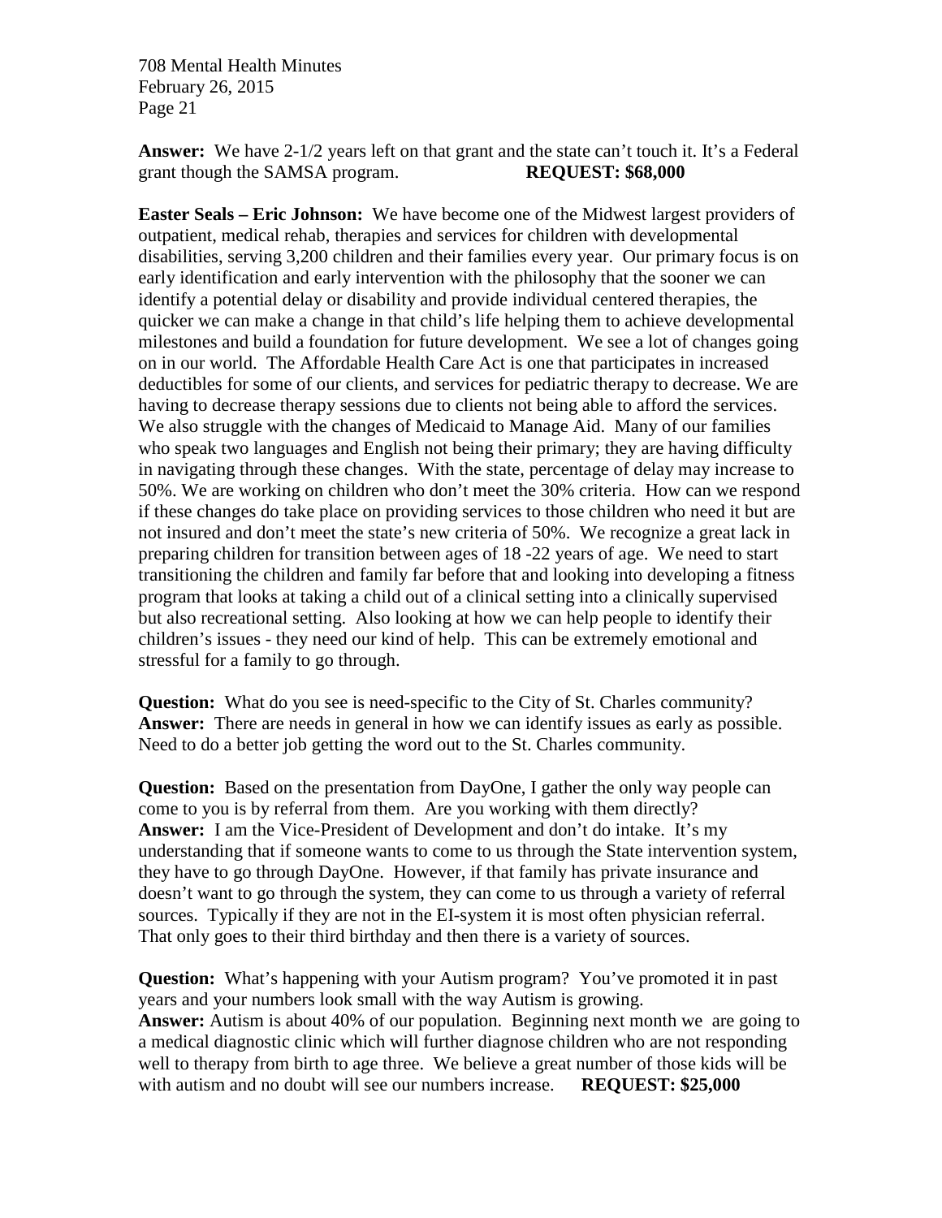**Answer:** We have 2-1/2 years left on that grant and the state can't touch it. It's a Federal grant though the SAMSA program. **REQUEST: $68,000**

**Easter Seals – Eric Johnson:** We have become one of the Midwest largest providers of outpatient, medical rehab, therapies and services for children with developmental disabilities, serving 3,200 children and their families every year. Our primary focus is on early identification and early intervention with the philosophy that the sooner we can identify a potential delay or disability and provide individual centered therapies, the quicker we can make a change in that child's life helping them to achieve developmental milestones and build a foundation for future development. We see a lot of changes going on in our world. The Affordable Health Care Act is one that participates in increased deductibles for some of our clients, and services for pediatric therapy to decrease. We are having to decrease therapy sessions due to clients not being able to afford the services. We also struggle with the changes of Medicaid to Manage Aid. Many of our families who speak two languages and English not being their primary; they are having difficulty in navigating through these changes. With the state, percentage of delay may increase to 50%. We are working on children who don't meet the 30% criteria. How can we respond if these changes do take place on providing services to those children who need it but are not insured and don't meet the state's new criteria of 50%. We recognize a great lack in preparing children for transition between ages of 18 -22 years of age. We need to start transitioning the children and family far before that and looking into developing a fitness program that looks at taking a child out of a clinical setting into a clinically supervised but also recreational setting. Also looking at how we can help people to identify their children's issues - they need our kind of help. This can be extremely emotional and stressful for a family to go through.

**Question:** What do you see is need-specific to the City of St. Charles community?
**Answer:** There are needs in general in how we can identify issues as early as possible. Need to do a better job getting the word out to the St. Charles community.

**Question:** Based on the presentation from DayOne, I gather the only way people can come to you is by referral from them. Are you working with them directly?
**Answer:** I am the Vice-President of Development and don't do intake. It's my understanding that if someone wants to come to us through the State intervention system, they have to go through DayOne. However, if that family has private insurance and doesn't want to go through the system, they can come to us through a variety of referral sources. Typically if they are not in the EI-system it is most often physician referral. That only goes to their third birthday and then there is a variety of sources.

**Question:** What's happening with your Autism program? You've promoted it in past years and your numbers look small with the way Autism is growing.
**Answer:** Autism is about 40% of our population. Beginning next month we are going to a medical diagnostic clinic which will further diagnose children who are not responding well to therapy from birth to age three. We believe a great number of those kids will be with autism and no doubt will see our numbers increase. **REQUEST: $25,000**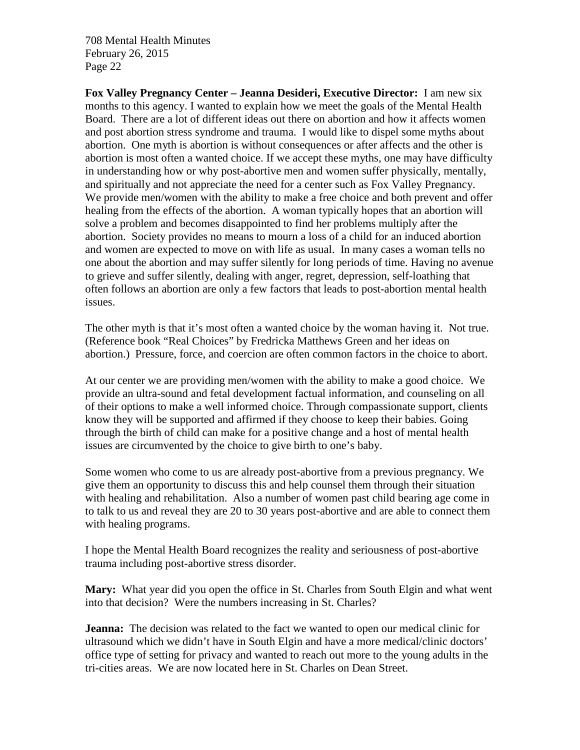**Fox Valley Pregnancy Center – Jeanna Desideri, Executive Director:** I am new six months to this agency. I wanted to explain how we meet the goals of the Mental Health Board. There are a lot of different ideas out there on abortion and how it affects women and post abortion stress syndrome and trauma. I would like to dispel some myths about abortion. One myth is abortion is without consequences or after affects and the other is abortion is most often a wanted choice. If we accept these myths, one may have difficulty in understanding how or why post-abortive men and women suffer physically, mentally, and spiritually and not appreciate the need for a center such as Fox Valley Pregnancy. We provide men/women with the ability to make a free choice and both prevent and offer healing from the effects of the abortion. A woman typically hopes that an abortion will solve a problem and becomes disappointed to find her problems multiply after the abortion. Society provides no means to mourn a loss of a child for an induced abortion and women are expected to move on with life as usual. In many cases a woman tells no one about the abortion and may suffer silently for long periods of time. Having no avenue to grieve and suffer silently, dealing with anger, regret, depression, self-loathing that often follows an abortion are only a few factors that leads to post-abortion mental health issues.

The other myth is that it's most often a wanted choice by the woman having it. Not true. (Reference book "Real Choices" by Fredricka Matthews Green and her ideas on abortion.) Pressure, force, and coercion are often common factors in the choice to abort.

At our center we are providing men/women with the ability to make a good choice. We provide an ultra-sound and fetal development factual information, and counseling on all of their options to make a well informed choice. Through compassionate support, clients know they will be supported and affirmed if they choose to keep their babies. Going through the birth of child can make for a positive change and a host of mental health issues are circumvented by the choice to give birth to one's baby.

Some women who come to us are already post-abortive from a previous pregnancy. We give them an opportunity to discuss this and help counsel them through their situation with healing and rehabilitation. Also a number of women past child bearing age come in to talk to us and reveal they are 20 to 30 years post-abortive and are able to connect them with healing programs.

I hope the Mental Health Board recognizes the reality and seriousness of post-abortive trauma including post-abortive stress disorder.

**Mary:** What year did you open the office in St. Charles from South Elgin and what went into that decision? Were the numbers increasing in St. Charles?

**Jeanna:** The decision was related to the fact we wanted to open our medical clinic for ultrasound which we didn't have in South Elgin and have a more medical/clinic doctors' office type of setting for privacy and wanted to reach out more to the young adults in the tri-cities areas. We are now located here in St. Charles on Dean Street.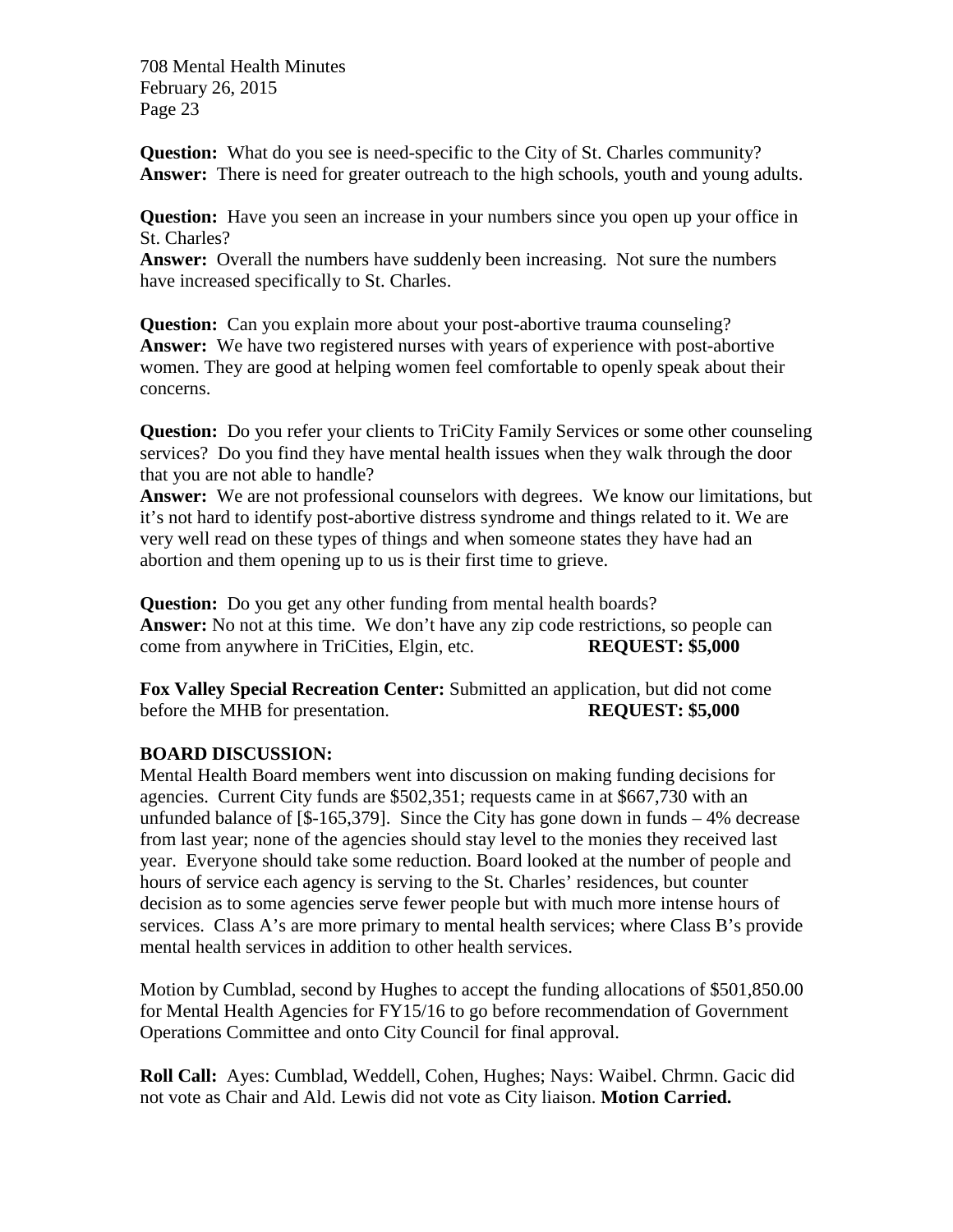**Question:** What do you see is need-specific to the City of St. Charles community?
**Answer:** There is need for greater outreach to the high schools, youth and young adults.

**Question:** Have you seen an increase in your numbers since you open up your office in St. Charles?
**Answer:** Overall the numbers have suddenly been increasing. Not sure the numbers have increased specifically to St. Charles.

**Question:** Can you explain more about your post-abortive trauma counseling?
**Answer:** We have two registered nurses with years of experience with post-abortive women. They are good at helping women feel comfortable to openly speak about their concerns.

**Question:** Do you refer your clients to TriCity Family Services or some other counseling services? Do you find they have mental health issues when they walk through the door that you are not able to handle?
**Answer:** We are not professional counselors with degrees. We know our limitations, but it's not hard to identify post-abortive distress syndrome and things related to it. We are very well read on these types of things and when someone states they have had an abortion and them opening up to us is their first time to grieve.

**Question:** Do you get any other funding from mental health boards?
**Answer:** No not at this time. We don't have any zip code restrictions, so people can come from anywhere in TriCities, Elgin, etc. **REQUEST: $5,000**

**Fox Valley Special Recreation Center:** Submitted an application, but did not come before the MHB for presentation. **REQUEST: $5,000**

**BOARD DISCUSSION:**
Mental Health Board members went into discussion on making funding decisions for agencies. Current City funds are $502,351; requests came in at $667,730 with an unfunded balance of [$-165,379]. Since the City has gone down in funds – 4% decrease from last year; none of the agencies should stay level to the monies they received last year. Everyone should take some reduction. Board looked at the number of people and hours of service each agency is serving to the St. Charles' residences, but counter decision as to some agencies serve fewer people but with much more intense hours of services. Class A's are more primary to mental health services; where Class B's provide mental health services in addition to other health services.

Motion by Cumblad, second by Hughes to accept the funding allocations of $501,850.00 for Mental Health Agencies for FY15/16 to go before recommendation of Government Operations Committee and onto City Council for final approval.

**Roll Call:** Ayes: Cumblad, Weddell, Cohen, Hughes; Nays: Waibel. Chrmn. Gacic did not vote as Chair and Ald. Lewis did not vote as City liaison. **Motion Carried.**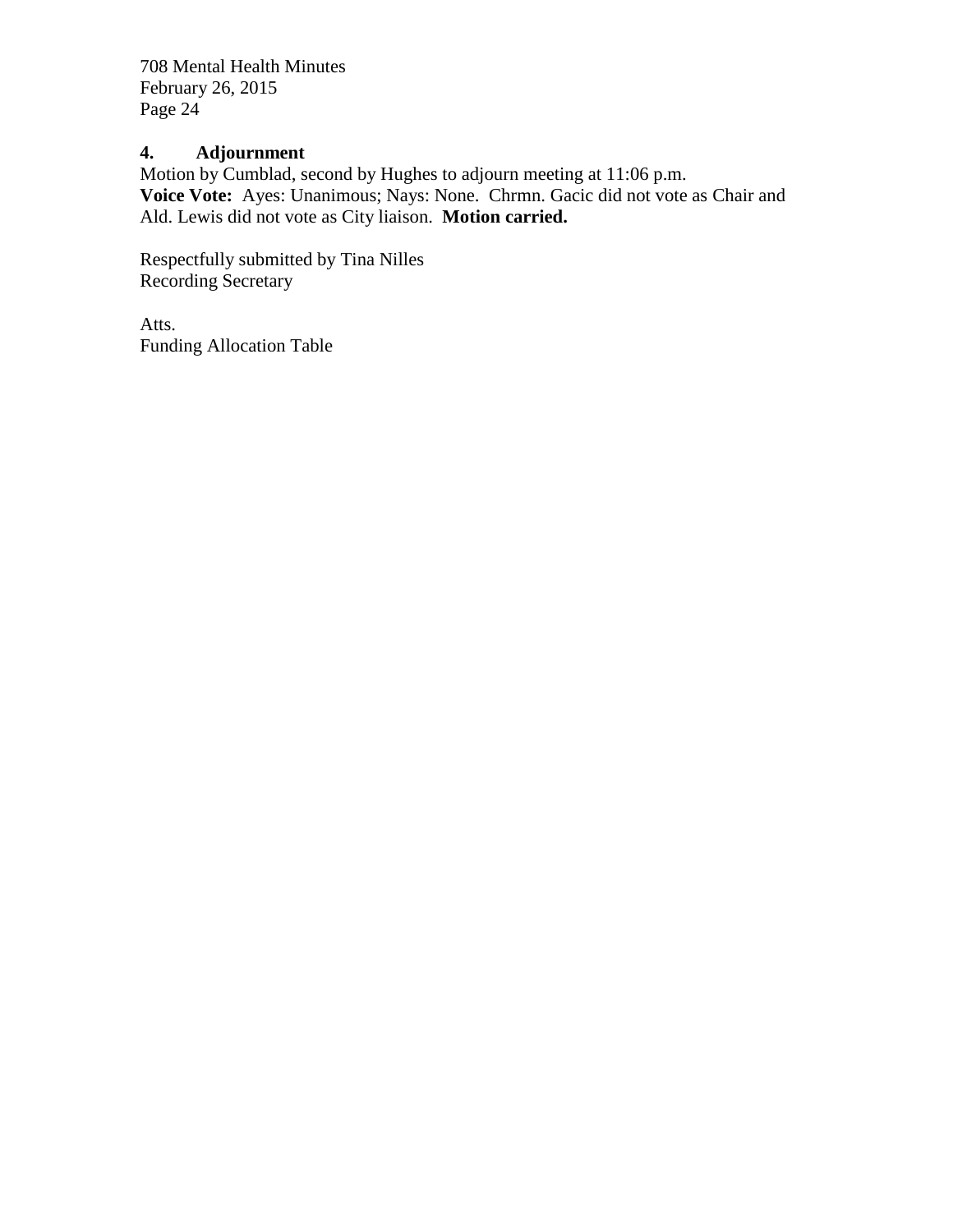## 4. Adjournment

Motion by Cumblad, second by Hughes to adjourn meeting at 11:06 p.m.
**Voice Vote:** Ayes: Unanimous; Nays: None. Chrmn. Gacic did not vote as Chair and Ald. Lewis did not vote as City liaison. **Motion carried.**

Respectfully submitted by Tina Nilles
Recording Secretary

Atts.
Funding Allocation Table